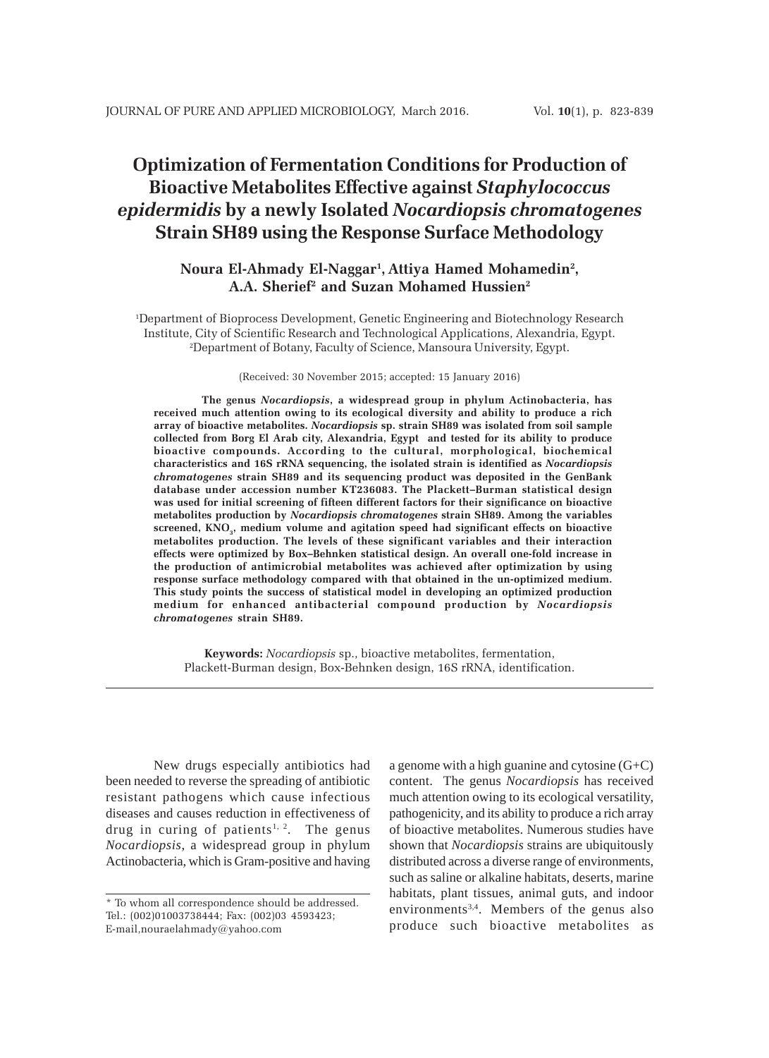# Optimization of Fermentation Conditions for Production of Bioactive Metabolites Effective against *Staphylococcus epidermidis* by a newly Isolated *Nocardiopsis chromatogenes* Strain SH89 using the Response Surface Methodology

**Noura El-Ahmady El-Naggar[1], Attiya Hamed Mohamedin[2], A.A. Sherief[2] and Suzan Mohamed Hussien[2]**

[1]Department of Bioprocess Development, Genetic Engineering and Biotechnology Research Institute, City of Scientific Research and Technological Applications, Alexandria, Egypt.
[2]Department of Botany, Faculty of Science, Mansoura University, Egypt.

(Received: 30 November 2015; accepted: 15 January 2016)

**The genus *Nocardiopsis*, a widespread group in phylum Actinobacteria, has received much attention owing to its ecological diversity and ability to produce a rich array of bioactive metabolites. *Nocardiopsis* sp. strain SH89 was isolated from soil sample collected from Borg El Arab city, Alexandria, Egypt and tested for its ability to produce bioactive compounds. According to the cultural, morphological, biochemical characteristics and 16S rRNA sequencing, the isolated strain is identified as *Nocardiopsis chromatogenes* strain SH89 and its sequencing product was deposited in the GenBank database under accession number KT236083. The Plackett–Burman statistical design was used for initial screening of fifteen different factors for their significance on bioactive metabolites production by *Nocardiopsis chromatogenes* strain SH89. Among the variables screened, $KNO_3$, medium volume and agitation speed had significant effects on bioactive metabolites production. The levels of these significant variables and their interaction effects were optimized by Box–Behnken statistical design. An overall one-fold increase in the production of antimicrobial metabolites was achieved after optimization by using response surface methodology compared with that obtained in the un-optimized medium. This study points the success of statistical model in developing an optimized production medium for enhanced antibacterial compound production by *Nocardiopsis chromatogenes* strain SH89.**

**Keywords:** *Nocardiopsis* sp., bioactive metabolites, fermentation, Plackett-Burman design, Box-Behnken design, 16S rRNA, identification.

New drugs especially antibiotics had been needed to reverse the spreading of antibiotic resistant pathogens which cause infectious diseases and causes reduction in effectiveness of drug in curing of patients[1, 2]. The genus *Nocardiopsis*, a widespread group in phylum Actinobacteria, which is Gram-positive and having a genome with a high guanine and cytosine (G+C) content. The genus *Nocardiopsis* has received much attention owing to its ecological versatility, pathogenicity, and its ability to produce a rich array of bioactive metabolites. Numerous studies have shown that *Nocardiopsis* strains are ubiquitously distributed across a diverse range of environments, such as saline or alkaline habitats, deserts, marine habitats, plant tissues, animal guts, and indoor environments[3,4]. Members of the genus also produce such bioactive metabolites as

\* To whom all correspondence should be addressed.
Tel.: (002)01003738444; Fax: (002)03 4593423;
E-mail,nouraelahmady@yahoo.com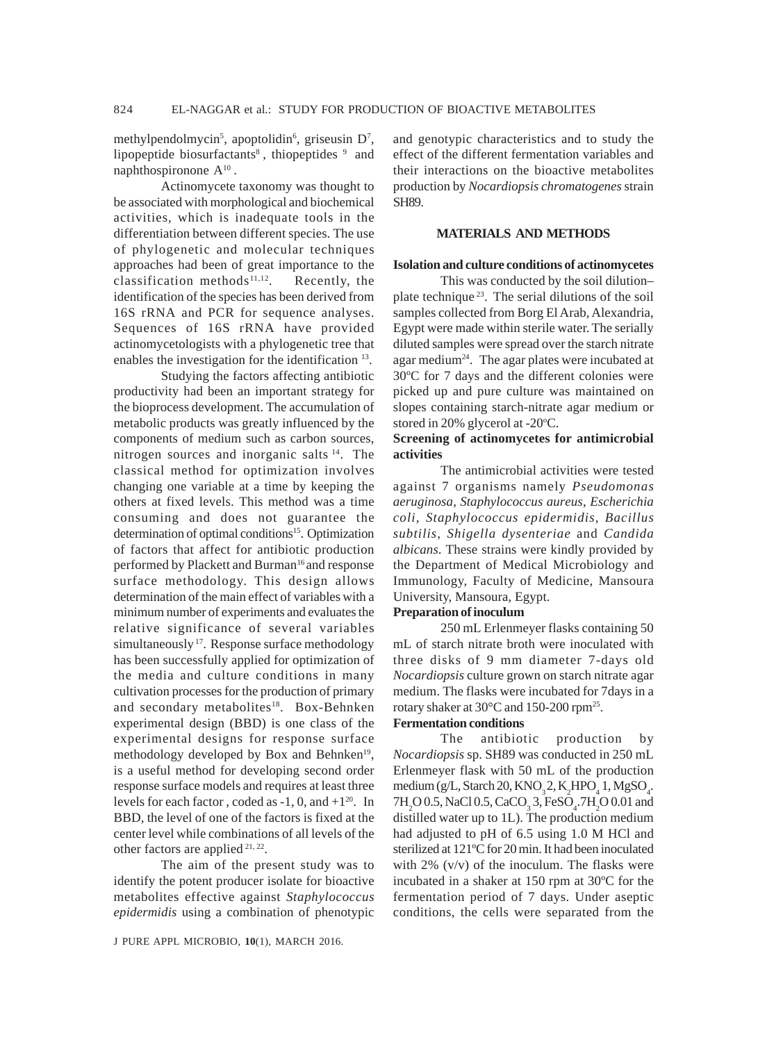methylpendolmycin[5], apoptolidin[6], griseusin D[7], lipopeptide biosurfactants[8], thiopeptides [9] and naphthospironone A[10].

Actinomycete taxonomy was thought to be associated with morphological and biochemical activities, which is inadequate tools in the differentiation between different species. The use of phylogenetic and molecular techniques approaches had been of great importance to the classification methods[11,12]. Recently, the identification of the species has been derived from 16S rRNA and PCR for sequence analyses. Sequences of 16S rRNA have provided actinomycetologists with a phylogenetic tree that enables the investigation for the identification [13].

Studying the factors affecting antibiotic productivity had been an important strategy for the bioprocess development. The accumulation of metabolic products was greatly influenced by the components of medium such as carbon sources, nitrogen sources and inorganic salts [14]. The classical method for optimization involves changing one variable at a time by keeping the others at fixed levels. This method was a time consuming and does not guarantee the determination of optimal conditions[15]. Optimization of factors that affect for antibiotic production performed by Plackett and Burman[16] and response surface methodology. This design allows determination of the main effect of variables with a minimum number of experiments and evaluates the relative significance of several variables simultaneously [17]. Response surface methodology has been successfully applied for optimization of the media and culture conditions in many cultivation processes for the production of primary and secondary metabolites[18]. Box-Behnken experimental design (BBD) is one class of the experimental designs for response surface methodology developed by Box and Behnken[19], is a useful method for developing second order response surface models and requires at least three levels for each factor, coded as -1, 0, and +1[20]. In BBD, the level of one of the factors is fixed at the center level while combinations of all levels of the other factors are applied [21, 22].

The aim of the present study was to identify the potent producer isolate for bioactive metabolites effective against *Staphylococcus epidermidis* using a combination of phenotypic and genotypic characteristics and to study the effect of the different fermentation variables and their interactions on the bioactive metabolites production by *Nocardiopsis chromatogenes* strain SH89.

## MATERIALS AND METHODS

### Isolation and culture conditions of actinomycetes

This was conducted by the soil dilution–plate technique [23]. The serial dilutions of the soil samples collected from Borg El Arab, Alexandria, Egypt were made within sterile water. The serially diluted samples were spread over the starch nitrate agar medium[24]. The agar plates were incubated at 30ºC for 7 days and the different colonies were picked up and pure culture was maintained on slopes containing starch-nitrate agar medium or stored in 20% glycerol at -20ºC.

### Screening of actinomycetes for antimicrobial activities

The antimicrobial activities were tested against 7 organisms namely *Pseudomonas aeruginosa*, *Staphylococcus aureus*, *Escherichia coli*, *Staphylococcus epidermidis*, *Bacillus subtilis*, *Shigella dysenteriae* and *Candida albicans*. These strains were kindly provided by the Department of Medical Microbiology and Immunology, Faculty of Medicine, Mansoura University, Mansoura, Egypt.

### Preparation of inoculum

250 mL Erlenmeyer flasks containing 50 mL of starch nitrate broth were inoculated with three disks of 9 mm diameter 7-days old *Nocardiopsis* culture grown on starch nitrate agar medium. The flasks were incubated for 7days in a rotary shaker at 30°C and 150-200 rpm[25].

### Fermentation conditions

The antibiotic production by *Nocardiopsis* sp. SH89 was conducted in 250 mL Erlenmeyer flask with 50 mL of the production medium (g/L, Starch 20, $KNO_3$ 2, $K_2HPO_4$ 1, $MgSO_4.7H_2O$ 0.5, NaCl 0.5, $CaCO_3$ 3, $FeSO_4.7H_2O$ 0.01 and distilled water up to 1L). The production medium had adjusted to pH of 6.5 using 1.0 M HCl and sterilized at 121ºC for 20 min. It had been inoculated with 2% (v/v) of the inoculum. The flasks were incubated in a shaker at 150 rpm at 30ºC for the fermentation period of 7 days. Under aseptic conditions, the cells were separated from the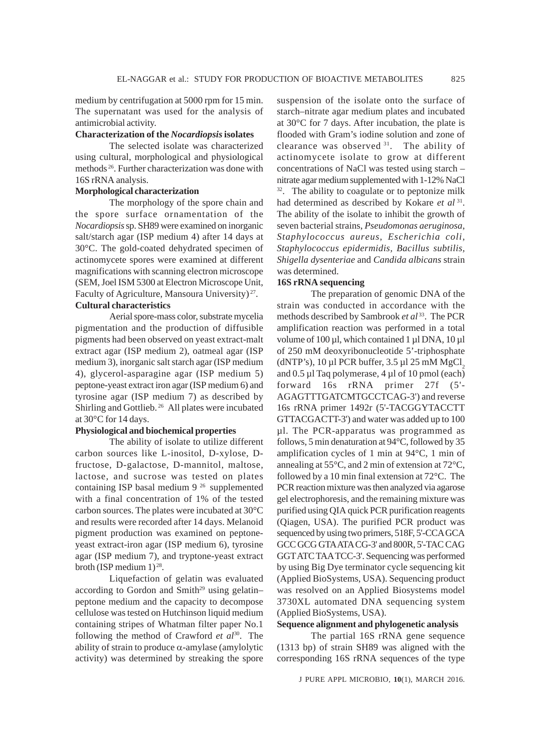medium by centrifugation at 5000 rpm for 15 min. The supernatant was used for the analysis of antimicrobial activity.

**Characterization of the *Nocardiopsis* isolates**

The selected isolate was characterized using cultural, morphological and physiological methods [26]. Further characterization was done with 16S rRNA analysis.

**Morphological characterization**

The morphology of the spore chain and the spore surface ornamentation of the *Nocardiopsis* sp. SH89 were examined on inorganic salt/starch agar (ISP medium 4) after 14 days at 30°C. The gold-coated dehydrated specimen of actinomycete spores were examined at different magnifications with scanning electron microscope (SEM, Joel ISM 5300 at Electron Microscope Unit, Faculty of Agriculture, Mansoura University) [27].

**Cultural characteristics**

Aerial spore-mass color, substrate mycelia pigmentation and the production of diffusible pigments had been observed on yeast extract-malt extract agar (ISP medium 2), oatmeal agar (ISP medium 3), inorganic salt starch agar (ISP medium 4), glycerol-asparagine agar (ISP medium 5) peptone-yeast extract iron agar (ISP medium 6) and tyrosine agar (ISP medium 7) as described by Shirling and Gottlieb. [26] All plates were incubated at 30°C for 14 days.

**Physiological and biochemical properties**

The ability of isolate to utilize different carbon sources like L-inositol, D-xylose, D-fructose, D-galactose, D-mannitol, maltose, lactose, and sucrose was tested on plates containing ISP basal medium 9 [26] supplemented with a final concentration of 1% of the tested carbon sources. The plates were incubated at 30°C and results were recorded after 14 days. Melanoid pigment production was examined on peptone-yeast extract-iron agar (ISP medium 6), tyrosine agar (ISP medium 7), and tryptone-yeast extract broth (ISP medium 1) [28].

Liquefaction of gelatin was evaluated according to Gordon and Smith[29] using gelatin–peptone medium and the capacity to decompose cellulose was tested on Hutchinson liquid medium containing stripes of Whatman filter paper No.1 following the method of Crawford *et al*[30]. The ability of strain to produce $\alpha$-amylase (amylolytic activity) was determined by streaking the spore suspension of the isolate onto the surface of starch–nitrate agar medium plates and incubated at 30°C for 7 days. After incubation, the plate is flooded with Gram's iodine solution and zone of clearance was observed [31]. The ability of actinomycete isolate to grow at different concentrations of NaCl was tested using starch – nitrate agar medium supplemented with 1-12% NaCl [32]. The ability to coagulate or to peptonize milk had determined as described by Kokare *et al* [31]. The ability of the isolate to inhibit the growth of seven bacterial strains, *Pseudomonas aeruginosa, Staphylococcus aureus, Escherichia coli, Staphylococcus epidermidis, Bacillus subtilis, Shigella dysenteriae* and *Candida albicans* strain was determined.

**16S rRNA sequencing**

The preparation of genomic DNA of the strain was conducted in accordance with the methods described by Sambrook *et al* [33]. The PCR amplification reaction was performed in a total volume of 100 µl, which contained 1 µl DNA, 10 µl of 250 mM deoxyribonucleotide 5'-triphosphate (dNTP's), 10 µl PCR buffer, 3.5 µl 25 mM $MgCl_2$ and 0.5 µl Taq polymerase, 4 µl of 10 pmol (each) forward 16s rRNA primer 27f (5'-AGAGTTTGATCMTGCCTCAG-3') and reverse 16s rRNA primer 1492r (5'-TACGGYTACCTT GTTACGACTT-3') and water was added up to 100 µl. The PCR-apparatus was programmed as follows, 5 min denaturation at 94°C, followed by 35 amplification cycles of 1 min at 94°C, 1 min of annealing at 55°C, and 2 min of extension at 72°C, followed by a 10 min final extension at 72°C. The PCR reaction mixture was then analyzed via agarose gel electrophoresis, and the remaining mixture was purified using QIA quick PCR purification reagents (Qiagen, USA). The purified PCR product was sequenced by using two primers, 518F, 5'-CCA GCA GCC GCG GTA ATA CG-3' and 800R, 5'-TAC CAG GGT ATC TAA TCC-3'. Sequencing was performed by using Big Dye terminator cycle sequencing kit (Applied BioSystems, USA). Sequencing product was resolved on an Applied Biosystems model 3730XL automated DNA sequencing system (Applied BioSystems, USA).

**Sequence alignment and phylogenetic analysis**

The partial 16S rRNA gene sequence (1313 bp) of strain SH89 was aligned with the corresponding 16S rRNA sequences of the type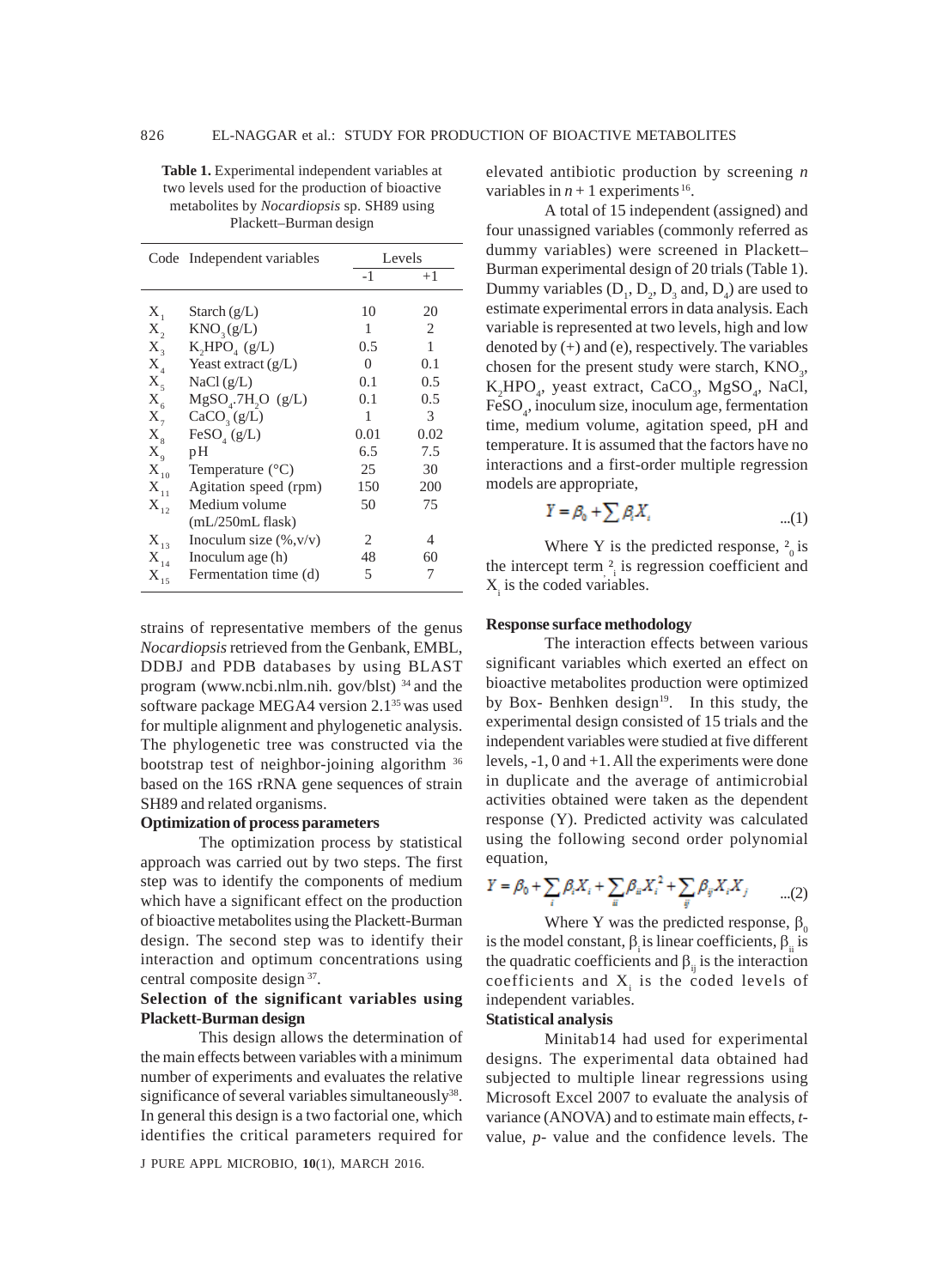**Table 1.** Experimental independent variables at two levels used for the production of bioactive metabolites by *Nocardiopsis* sp. SH89 using Plackett–Burman design

| Code | Independent variables | Levels | |
|---|---|---|---|
| | | -1 | +1 |
| $X_1$ | Starch (g/L) | 10 | 20 |
| $X_2$ | $KNO_3$ (g/L) | 1 | 2 |
| $X_3$ | $K_2HPO_4$ (g/L) | 0.5 | 1 |
| $X_4$ | Yeast extract (g/L) | 0 | 0.1 |
| $X_5$ | NaCl (g/L) | 0.1 | 0.5 |
| $X_6$ | $MgSO_4.7H_2O$ (g/L) | 0.1 | 0.5 |
| $X_7$ | $CaCO_3$ (g/L) | 1 | 3 |
| $X_8$ | $FeSO_4$ (g/L) | 0.01 | 0.02 |
| $X_9$ | pH | 6.5 | 7.5 |
| $X_{10}$ | Temperature (°C) | 25 | 30 |
| $X_{11}$ | Agitation speed (rpm) | 150 | 200 |
| $X_{12}$ | Medium volume (mL/250mL flask) | 50 | 75 |
| $X_{13}$ | Inoculum size (%,v/v) | 2 | 4 |
| $X_{14}$ | Inoculum age (h) | 48 | 60 |
| $X_{15}$ | Fermentation time (d) | 5 | 7 |

strains of representative members of the genus *Nocardiopsis* retrieved from the Genbank, EMBL, DDBJ and PDB databases by using BLAST program (www.ncbi.nlm.nih. gov/blst) [34] and the software package MEGA4 version 2.1[35] was used for multiple alignment and phylogenetic analysis. The phylogenetic tree was constructed via the bootstrap test of neighbor-joining algorithm [36] based on the 16S rRNA gene sequences of strain SH89 and related organisms.

**Optimization of process parameters**

The optimization process by statistical approach was carried out by two steps. The first step was to identify the components of medium which have a significant effect on the production of bioactive metabolites using the Plackett-Burman design. The second step was to identify their interaction and optimum concentrations using central composite design [37].

**Selection of the significant variables using Plackett-Burman design**

This design allows the determination of the main effects between variables with a minimum number of experiments and evaluates the relative significance of several variables simultaneously[38]. In general this design is a two factorial one, which identifies the critical parameters required for elevated antibiotic production by screening *n* variables in *n* + 1 experiments [16].

A total of 15 independent (assigned) and four unassigned variables (commonly referred as dummy variables) were screened in Plackett–Burman experimental design of 20 trials (Table 1). Dummy variables ($D_1$, $D_2$, $D_3$ and, $D_4$) are used to estimate experimental errors in data analysis. Each variable is represented at two levels, high and low denoted by (+) and (e), respectively. The variables chosen for the present study were starch, $KNO_3$, $K_2HPO_4$, yeast extract, $CaCO_3$, $MgSO_4$, NaCl, $FeSO_4$, inoculum size, inoculum age, fermentation time, medium volume, agitation speed, pH and temperature. It is assumed that the factors have no interactions and a first-order multiple regression models are appropriate,

$$Y = \beta_0 + \sum \beta_i X_i \quad \text{...(1)}$$

Where Y is the predicted response, $\beta_0$ is the intercept term, $\beta_i$ is regression coefficient and $X_i$ is the coded variables.

**Response surface methodology**

The interaction effects between various significant variables which exerted an effect on bioactive metabolites production were optimized by Box- Benhken design[19]. In this study, the experimental design consisted of 15 trials and the independent variables were studied at five different levels, -1, 0 and +1. All the experiments were done in duplicate and the average of antimicrobial activities obtained were taken as the dependent response (Y). Predicted activity was calculated using the following second order polynomial equation,

$$Y = \beta_0 + \sum_i \beta_i X_i + \sum_{ii} \beta_{ii} X_i^2 + \sum_{ij} \beta_{ij} X_i X_j \quad \text{...(2)}$$

Where Y was the predicted response, $\beta_0$ is the model constant, $\beta_i$ is linear coefficients, $\beta_{ii}$ is the quadratic coefficients and $\beta_{ij}$ is the interaction coefficients and $X_i$ is the coded levels of independent variables.

**Statistical analysis**

Minitab14 had used for experimental designs. The experimental data obtained had subjected to multiple linear regressions using Microsoft Excel 2007 to evaluate the analysis of variance (ANOVA) and to estimate main effects, *t*-value, *p*- value and the confidence levels. The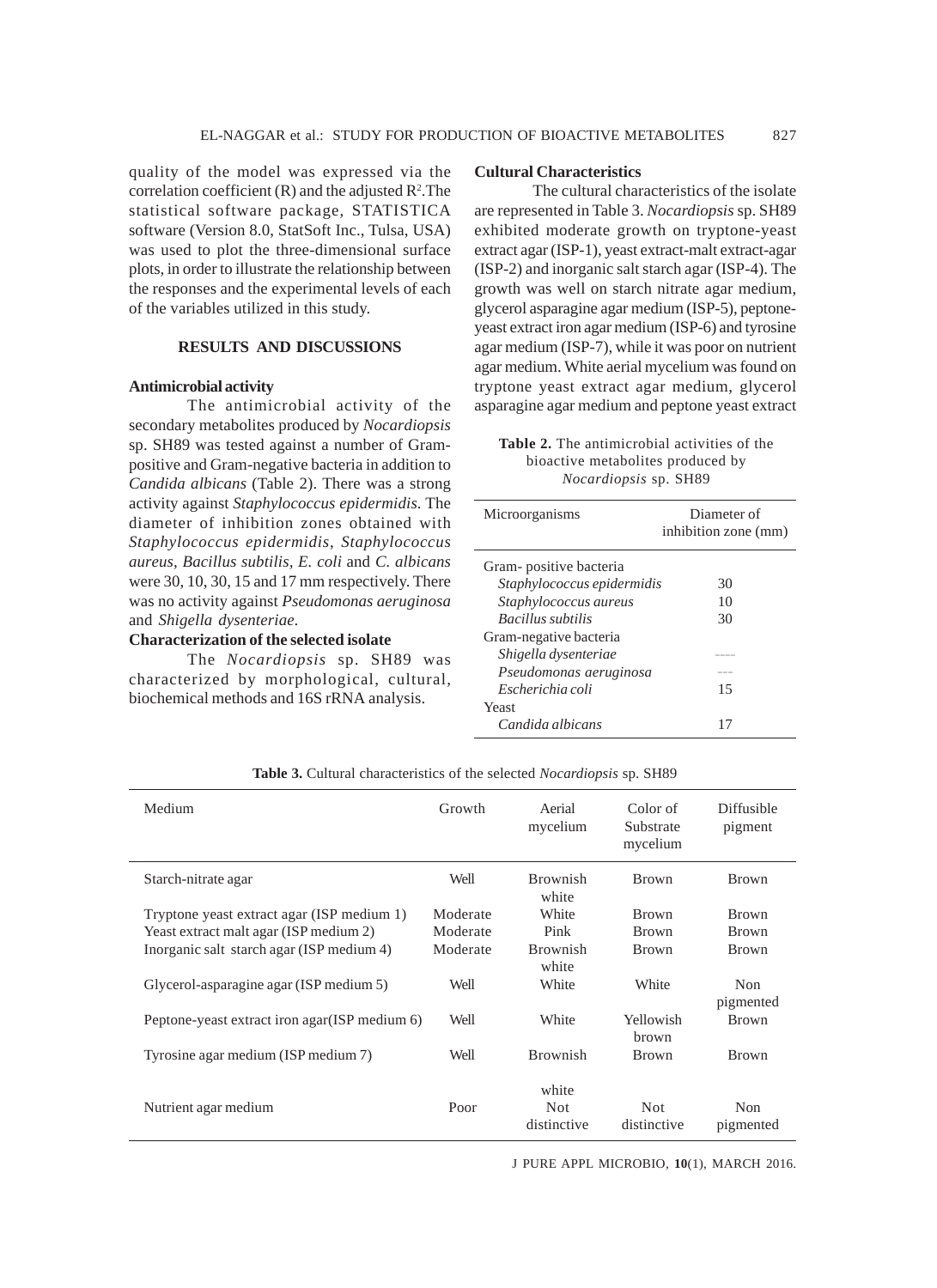quality of the model was expressed via the correlation coefficient (R) and the adjusted $R^2$.The statistical software package, STATISTICA software (Version 8.0, StatSoft Inc., Tulsa, USA) was used to plot the three-dimensional surface plots, in order to illustrate the relationship between the responses and the experimental levels of each of the variables utilized in this study.

## RESULTS AND DISCUSSIONS

### Antimicrobial activity

The antimicrobial activity of the secondary metabolites produced by *Nocardiopsis* sp. SH89 was tested against a number of Gram-positive and Gram-negative bacteria in addition to *Candida albicans* (Table 2). There was a strong activity against *Staphylococcus epidermidis*. The diameter of inhibition zones obtained with *Staphylococcus epidermidis*, *Staphylococcus aureus, Bacillus subtilis, E. coli* and *C. albicans* were 30, 10, 30, 15 and 17 mm respectively. There was no activity against *Pseudomonas aeruginosa* and *Shigella dysenteriae*.

### Characterization of the selected isolate

The *Nocardiopsis* sp. SH89 was characterized by morphological, cultural, biochemical methods and 16S rRNA analysis.

### Cultural Characteristics

The cultural characteristics of the isolate are represented in Table 3. *Nocardiopsis* sp. SH89 exhibited moderate growth on tryptone-yeast extract agar (ISP-1), yeast extract-malt extract-agar (ISP-2) and inorganic salt starch agar (ISP-4). The growth was well on starch nitrate agar medium, glycerol asparagine agar medium (ISP-5), peptone-yeast extract iron agar medium (ISP-6) and tyrosine agar medium (ISP-7), while it was poor on nutrient agar medium. White aerial mycelium was found on tryptone yeast extract agar medium, glycerol asparagine agar medium and peptone yeast extract

**Table 2.** The antimicrobial activities of the bioactive metabolites produced by *Nocardiopsis* sp. SH89

| Microorganisms | Diameter of inhibition zone (mm) |
|---|---|
| Gram- positive bacteria | |
| *Staphylococcus epidermidis* | 30 |
| *Staphylococcus aureus* | 10 |
| *Bacillus subtilis* | 30 |
| Gram-negative bacteria | |
| *Shigella dysenteriae* | ---- |
| *Pseudomonas aeruginosa* | --- |
| *Escherichia coli* | 15 |
| Yeast | |
| *Candida albicans* | 17 |

**Table 3.** Cultural characteristics of the selected *Nocardiopsis* sp. SH89

| Medium | Growth | Aerial mycelium | Color of Substrate mycelium | Diffusible pigment |
|---|---|---|---|---|
| Starch-nitrate agar | Well | Brownish white | Brown | Brown |
| Tryptone yeast extract agar (ISP medium 1) | Moderate | White | Brown | Brown |
| Yeast extract malt agar (ISP medium 2) | Moderate | Pink | Brown | Brown |
| Inorganic salt starch agar (ISP medium 4) | Moderate | Brownish white | Brown | Brown |
| Glycerol-asparagine agar (ISP medium 5) | Well | White | White | Non pigmented |
| Peptone-yeast extract iron agar(ISP medium 6) | Well | White | Yellowish brown | Brown |
| Tyrosine agar medium (ISP medium 7) | Well | Brownish white | Brown | Brown |
| Nutrient agar medium | Poor | Not distinctive | Not distinctive | Non pigmented |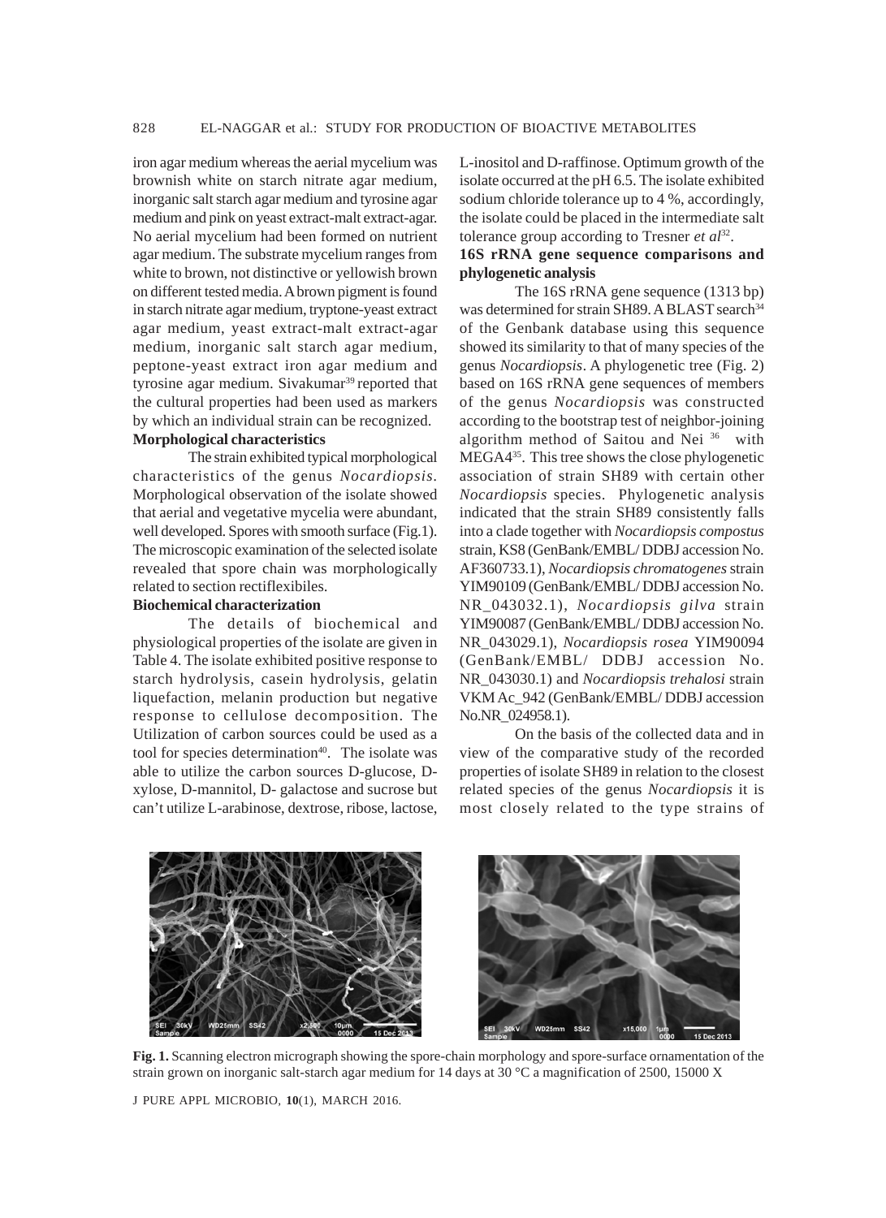iron agar medium whereas the aerial mycelium was brownish white on starch nitrate agar medium, inorganic salt starch agar medium and tyrosine agar medium and pink on yeast extract-malt extract-agar. No aerial mycelium had been formed on nutrient agar medium. The substrate mycelium ranges from white to brown, not distinctive or yellowish brown on different tested media. A brown pigment is found in starch nitrate agar medium, tryptone-yeast extract agar medium, yeast extract-malt extract-agar medium, inorganic salt starch agar medium, peptone-yeast extract iron agar medium and tyrosine agar medium. Sivakumar[39] reported that the cultural properties had been used as markers by which an individual strain can be recognized.

**Morphological characteristics**

The strain exhibited typical morphological characteristics of the genus *Nocardiopsis*. Morphological observation of the isolate showed that aerial and vegetative mycelia were abundant, well developed. Spores with smooth surface (Fig.1). The microscopic examination of the selected isolate revealed that spore chain was morphologically related to section rectiflexibiles.

**Biochemical characterization**

The details of biochemical and physiological properties of the isolate are given in Table 4. The isolate exhibited positive response to starch hydrolysis, casein hydrolysis, gelatin liquefaction, melanin production but negative response to cellulose decomposition. The Utilization of carbon sources could be used as a tool for species determination[40]. The isolate was able to utilize the carbon sources D-glucose, D-xylose, D-mannitol, D- galactose and sucrose but can't utilize L-arabinose, dextrose, ribose, lactose, L-inositol and D-raffinose. Optimum growth of the isolate occurred at the pH 6.5. The isolate exhibited sodium chloride tolerance up to 4 %, accordingly, the isolate could be placed in the intermediate salt tolerance group according to Tresner *et al*[32].

**16S rRNA gene sequence comparisons and phylogenetic analysis**

The 16S rRNA gene sequence (1313 bp) was determined for strain SH89. A BLAST search[34] of the Genbank database using this sequence showed its similarity to that of many species of the genus *Nocardiopsis*. A phylogenetic tree (Fig. 2) based on 16S rRNA gene sequences of members of the genus *Nocardiopsis* was constructed according to the bootstrap test of neighbor-joining algorithm method of Saitou and Nei [36] with MEGA4[35]. This tree shows the close phylogenetic association of strain SH89 with certain other *Nocardiopsis* species. Phylogenetic analysis indicated that the strain SH89 consistently falls into a clade together with *Nocardiopsis compostus* strain, KS8 (GenBank/EMBL/ DDBJ accession No. AF360733.1), *Nocardiopsis chromatogenes* strain YIM90109 (GenBank/EMBL/ DDBJ accession No. NR_043032.1), *Nocardiopsis gilva* strain YIM90087 (GenBank/EMBL/ DDBJ accession No. NR_043029.1), *Nocardiopsis rosea* YIM90094 (GenBank/EMBL/ DDBJ accession No. NR_043030.1) and *Nocardiopsis trehalosi* strain VKM Ac_942 (GenBank/EMBL/ DDBJ accession No.NR_024958.1).

On the basis of the collected data and in view of the comparative study of the recorded properties of isolate SH89 in relation to the closest related species of the genus *Nocardiopsis* it is most closely related to the type strains of

**Fig. 1.** Scanning electron micrograph showing the spore-chain morphology and spore-surface ornamentation of the strain grown on inorganic salt-starch agar medium for 14 days at 30 °C a magnification of 2500, 15000 X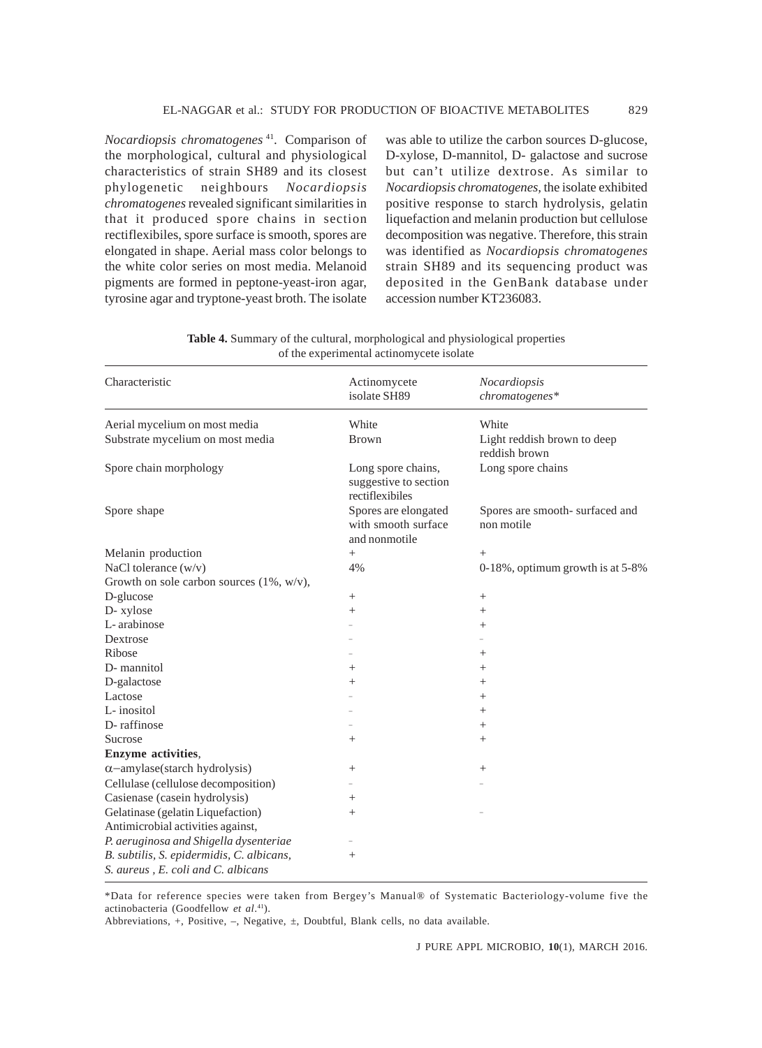*Nocardiopsis chromatogenes*[41]. Comparison of the morphological, cultural and physiological characteristics of strain SH89 and its closest phylogenetic neighbours *Nocardiopsis chromatogenes* revealed significant similarities in that it produced spore chains in section rectiflexibiles, spore surface is smooth, spores are elongated in shape. Aerial mass color belongs to the white color series on most media. Melanoid pigments are formed in peptone-yeast-iron agar, tyrosine agar and tryptone-yeast broth. The isolate was able to utilize the carbon sources D-glucose, D-xylose, D-mannitol, D- galactose and sucrose but can't utilize dextrose. As similar to *Nocardiopsis chromatogenes,* the isolate exhibited positive response to starch hydrolysis, gelatin liquefaction and melanin production but cellulose decomposition was negative. Therefore, this strain was identified as *Nocardiopsis chromatogenes* strain SH89 and its sequencing product was deposited in the GenBank database under accession number KT236083.

**Table 4.** Summary of the cultural, morphological and physiological properties of the experimental actinomycete isolate

| Characteristic | Actinomycete isolate SH89 | *Nocardiopsis chromatogenes\** |
|---|---|---|
| Aerial mycelium on most media | White | White |
| Substrate mycelium on most media | Brown | Light reddish brown to deep reddish brown |
| Spore chain morphology | Long spore chains, suggestive to section rectiflexibiles | Long spore chains |
| Spore shape | Spores are elongated with smooth surface and nonmotile | Spores are smooth- surfaced and non motile |
| Melanin production | + | + |
| NaCl tolerance (w/v) | 4% | 0-18%, optimum growth is at 5-8% |
| Growth on sole carbon sources (1%, w/v), | | |
| D-glucose | + | + |
| D- xylose | + | + |
| L- arabinose | – | + |
| Dextrose | – | – |
| Ribose | – | + |
| D- mannitol | + | + |
| D-galactose | + | + |
| Lactose | – | + |
| L- inositol | – | + |
| D- raffinose | – | + |
| Sucrose | + | + |
| **Enzyme activities**, | | |
| $\alpha$–amylase(starch hydrolysis) | + | + |
| Cellulase (cellulose decomposition) | – | – |
| Casienase (casein hydrolysis) | + | |
| Gelatinase (gelatin Liquefaction) | + | – |
| Antimicrobial activities against, | | |
| *P. aeruginosa and Shigella dysenteriae* | – | |
| *B. subtilis, S. epidermidis, C. albicans, S. aureus , E. coli and C. albicans* | + | |

\*Data for reference species were taken from Bergey's Manual® of Systematic Bacteriology-volume five the actinobacteria (Goodfellow *et al*.[41]).

Abbreviations, +, Positive, –, Negative, ±, Doubtful, Blank cells, no data available.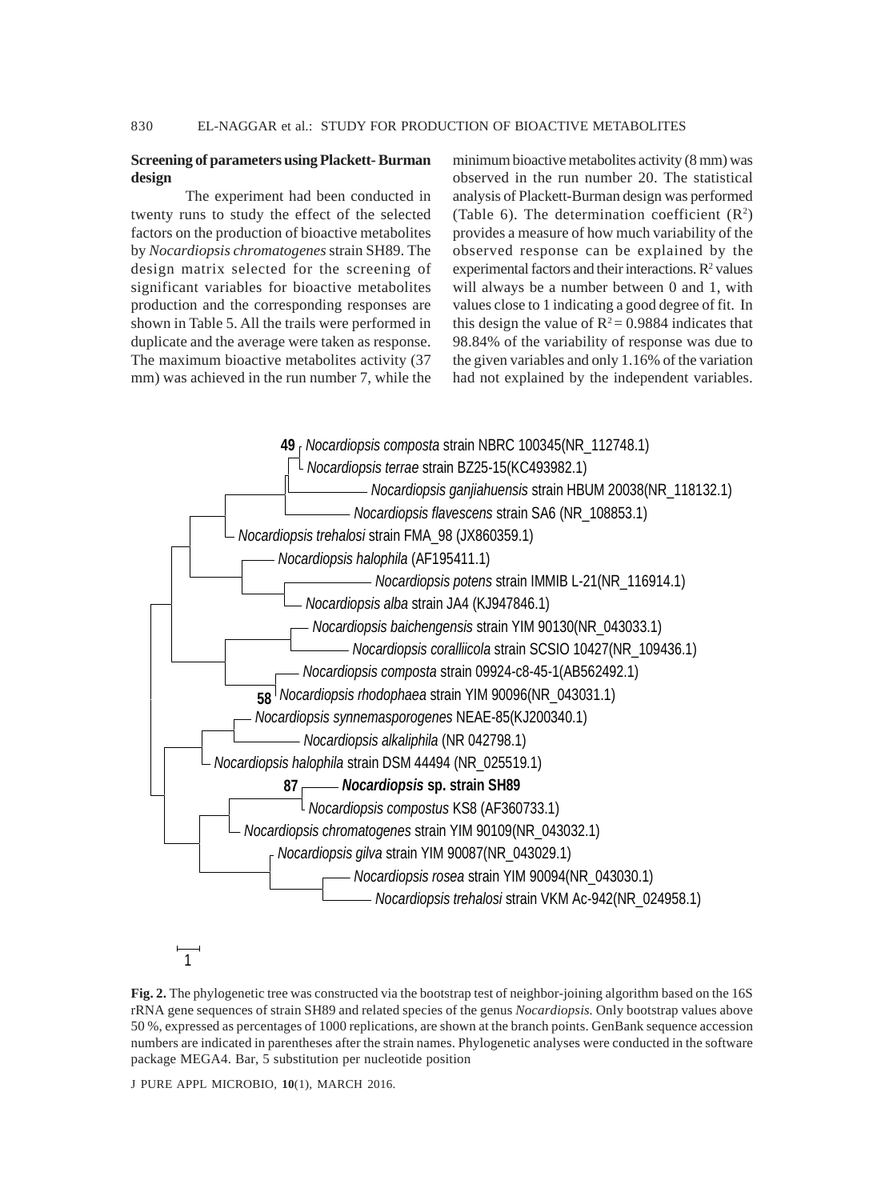### Screening of parameters using Plackett- Burman design

The experiment had been conducted in twenty runs to study the effect of the selected factors on the production of bioactive metabolites by *Nocardiopsis chromatogenes* strain SH89. The design matrix selected for the screening of significant variables for bioactive metabolites production and the corresponding responses are shown in Table 5. All the trails were performed in duplicate and the average were taken as response. The maximum bioactive metabolites activity (37 mm) was achieved in the run number 7, while the minimum bioactive metabolites activity (8 mm) was observed in the run number 20. The statistical analysis of Plackett-Burman design was performed (Table 6). The determination coefficient ($R^2$) provides a measure of how much variability of the observed response can be explained by the experimental factors and their interactions. $R^2$ values will always be a number between 0 and 1, with values close to 1 indicating a good degree of fit. In this design the value of $R^2 = 0.9884$ indicates that 98.84% of the variability of response was due to the given variables and only 1.16% of the variation had not explained by the independent variables.

**Fig. 2.** The phylogenetic tree was constructed via the bootstrap test of neighbor-joining algorithm based on the 16S rRNA gene sequences of strain SH89 and related species of the genus *Nocardiopsis.* Only bootstrap values above 50 %, expressed as percentages of 1000 replications, are shown at the branch points. GenBank sequence accession numbers are indicated in parentheses after the strain names. Phylogenetic analyses were conducted in the software package MEGA4. Bar, 5 substitution per nucleotide position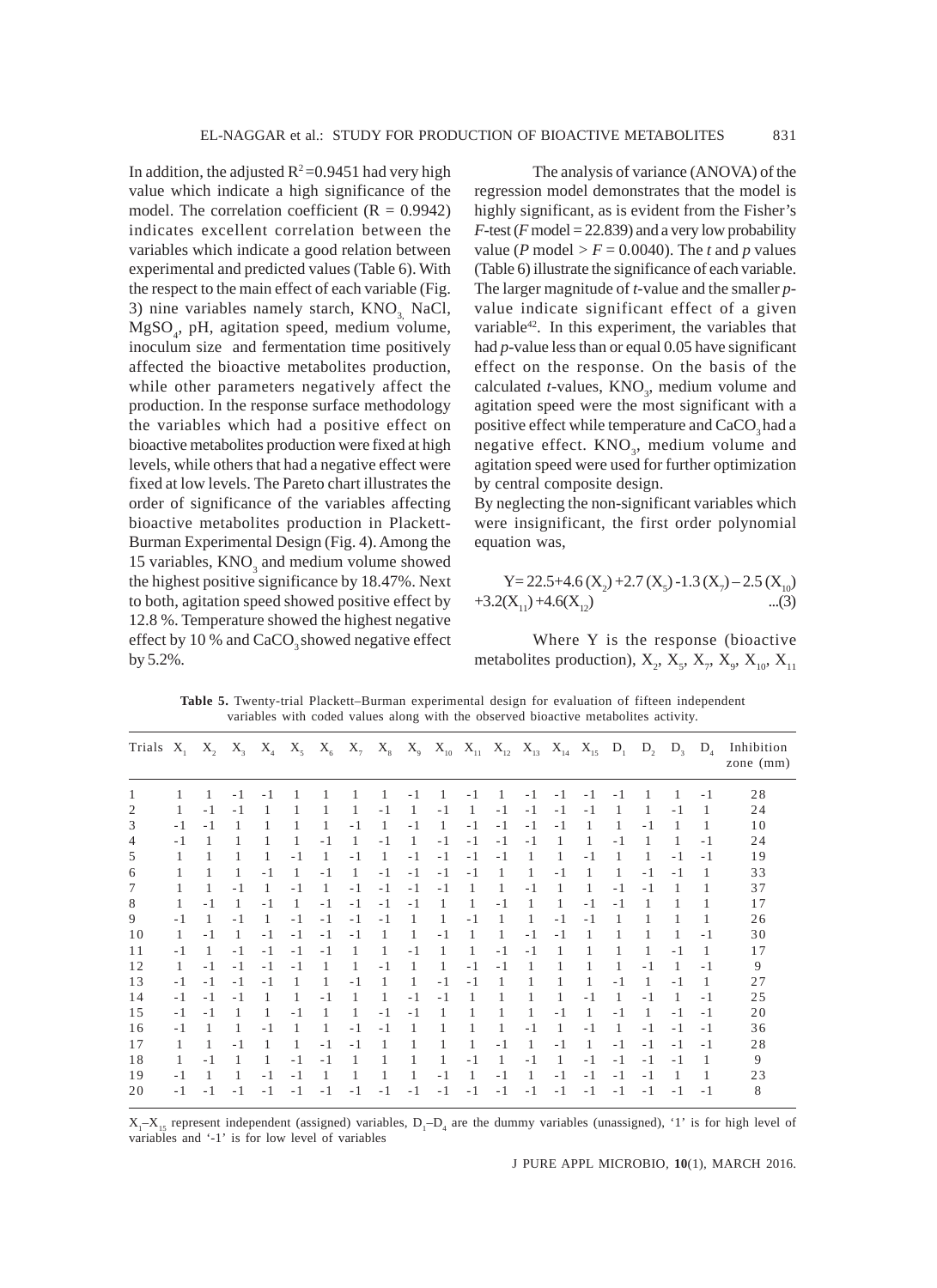In addition, the adjusted $R^2$=0.9451 had very high value which indicate a high significance of the model. The correlation coefficient (R = 0.9942) indicates excellent correlation between the variables which indicate a good relation between experimental and predicted values (Table 6). With the respect to the main effect of each variable (Fig. 3) nine variables namely starch, $KNO_3$, NaCl, $MgSO_4$, pH, agitation speed, medium volume, inoculum size and fermentation time positively affected the bioactive metabolites production, while other parameters negatively affect the production. In the response surface methodology the variables which had a positive effect on bioactive metabolites production were fixed at high levels, while others that had a negative effect were fixed at low levels. The Pareto chart illustrates the order of significance of the variables affecting bioactive metabolites production in Plackett-Burman Experimental Design (Fig. 4). Among the 15 variables, $KNO_3$ and medium volume showed the highest positive significance by 18.47%. Next to both, agitation speed showed positive effect by 12.8 %. Temperature showed the highest negative effect by 10 % and $CaCO_3$ showed negative effect by 5.2%.

The analysis of variance (ANOVA) of the regression model demonstrates that the model is highly significant, as is evident from the Fisher's *F*-test (*F* model = 22.839) and a very low probability value (*P* model > *F* = 0.0040). The *t* and *p* values (Table 6) illustrate the significance of each variable. The larger magnitude of *t*-value and the smaller *p*-value indicate significant effect of a given variable[42]. In this experiment, the variables that had *p*-value less than or equal 0.05 have significant effect on the response. On the basis of the calculated *t*-values, $KNO_3$, medium volume and agitation speed were the most significant with a positive effect while temperature and $CaCO_3$ had a negative effect. $KNO_3$, medium volume and agitation speed were used for further optimization by central composite design.

By neglecting the non-significant variables which were insignificant, the first order polynomial equation was,

$$Y= 22.5+4.6 (X_2) +2.7 (X_5) -1.3 (X_7) - 2.5 (X_{10}) +3.2(X_{11}) +4.6(X_{12}) \quad ...(3)$$

Where Y is the response (bioactive metabolites production), $X_2$, $X_5$, $X_7$, $X_9$, $X_{10}$, $X_{11}$

**Table 5.** Twenty-trial Plackett–Burman experimental design for evaluation of fifteen independent variables with coded values along with the observed bioactive metabolites activity.

| Trials | $X_1$ | $X_2$ | $X_3$ | $X_4$ | $X_5$ | $X_6$ | $X_7$ | $X_8$ | $X_9$ | $X_{10}$ | $X_{11}$ | $X_{12}$ | $X_{13}$ | $X_{14}$ | $X_{15}$ | $D_1$ | $D_2$ | $D_3$ | $D_4$ | Inhibition zone (mm) |
|---|---|---|---|---|---|---|---|---|---|---|---|---|---|---|---|---|---|---|---|---|
| 1 | 1 | 1 | -1 | -1 | 1 | 1 | 1 | 1 | -1 | 1 | -1 | 1 | -1 | -1 | -1 | -1 | 1 | 1 | -1 | 28 |
| 2 | 1 | -1 | -1 | 1 | 1 | 1 | 1 | -1 | 1 | -1 | 1 | -1 | -1 | -1 | -1 | 1 | 1 | -1 | 1 | 24 |
| 3 | -1 | -1 | 1 | 1 | 1 | 1 | -1 | 1 | -1 | 1 | -1 | -1 | -1 | -1 | 1 | 1 | -1 | 1 | 1 | 10 |
| 4 | -1 | 1 | 1 | 1 | 1 | -1 | 1 | -1 | 1 | -1 | -1 | -1 | -1 | 1 | 1 | -1 | 1 | 1 | -1 | 24 |
| 5 | 1 | 1 | 1 | 1 | -1 | 1 | -1 | 1 | -1 | -1 | -1 | -1 | 1 | 1 | -1 | 1 | 1 | -1 | -1 | 19 |
| 6 | 1 | 1 | 1 | -1 | 1 | -1 | 1 | -1 | -1 | -1 | -1 | 1 | 1 | -1 | 1 | 1 | -1 | -1 | 1 | 33 |
| 7 | 1 | 1 | -1 | 1 | -1 | 1 | -1 | -1 | -1 | -1 | 1 | 1 | -1 | 1 | 1 | -1 | -1 | 1 | 1 | 37 |
| 8 | 1 | -1 | 1 | -1 | 1 | -1 | -1 | -1 | -1 | 1 | 1 | -1 | 1 | 1 | -1 | -1 | 1 | 1 | 1 | 17 |
| 9 | -1 | 1 | -1 | 1 | -1 | -1 | -1 | -1 | 1 | 1 | -1 | 1 | 1 | -1 | -1 | 1 | 1 | 1 | 1 | 26 |
| 10 | 1 | -1 | 1 | -1 | -1 | -1 | -1 | 1 | 1 | -1 | 1 | 1 | -1 | -1 | 1 | 1 | 1 | 1 | -1 | 30 |
| 11 | -1 | 1 | -1 | -1 | -1 | -1 | 1 | 1 | -1 | 1 | 1 | -1 | -1 | 1 | 1 | 1 | 1 | -1 | 1 | 17 |
| 12 | 1 | -1 | -1 | -1 | -1 | 1 | 1 | -1 | 1 | 1 | -1 | -1 | 1 | 1 | 1 | 1 | -1 | 1 | -1 | 9 |
| 13 | -1 | -1 | -1 | -1 | 1 | 1 | -1 | 1 | 1 | -1 | -1 | 1 | 1 | 1 | 1 | -1 | 1 | -1 | 1 | 27 |
| 14 | -1 | -1 | -1 | 1 | 1 | -1 | 1 | 1 | -1 | -1 | 1 | 1 | 1 | 1 | -1 | 1 | -1 | 1 | -1 | 25 |
| 15 | -1 | -1 | 1 | 1 | -1 | 1 | 1 | -1 | -1 | 1 | 1 | 1 | 1 | -1 | 1 | -1 | 1 | -1 | -1 | 20 |
| 16 | -1 | 1 | 1 | -1 | 1 | 1 | -1 | -1 | 1 | 1 | 1 | 1 | -1 | 1 | -1 | 1 | -1 | -1 | -1 | 36 |
| 17 | 1 | 1 | -1 | 1 | 1 | -1 | -1 | 1 | 1 | 1 | 1 | -1 | 1 | -1 | 1 | -1 | -1 | -1 | -1 | 28 |
| 18 | 1 | -1 | 1 | 1 | -1 | -1 | 1 | 1 | 1 | 1 | -1 | 1 | -1 | 1 | -1 | -1 | -1 | -1 | 1 | 9 |
| 19 | -1 | 1 | 1 | -1 | -1 | 1 | 1 | 1 | 1 | -1 | 1 | -1 | 1 | -1 | -1 | -1 | -1 | 1 | 1 | 23 |
| 20 | -1 | -1 | -1 | -1 | -1 | -1 | -1 | -1 | -1 | -1 | -1 | -1 | -1 | -1 | -1 | -1 | -1 | -1 | -1 | 8 |

$X_1$–$X_{15}$ represent independent (assigned) variables, $D_1$–$D_4$ are the dummy variables (unassigned), '1' is for high level of variables and '-1' is for low level of variables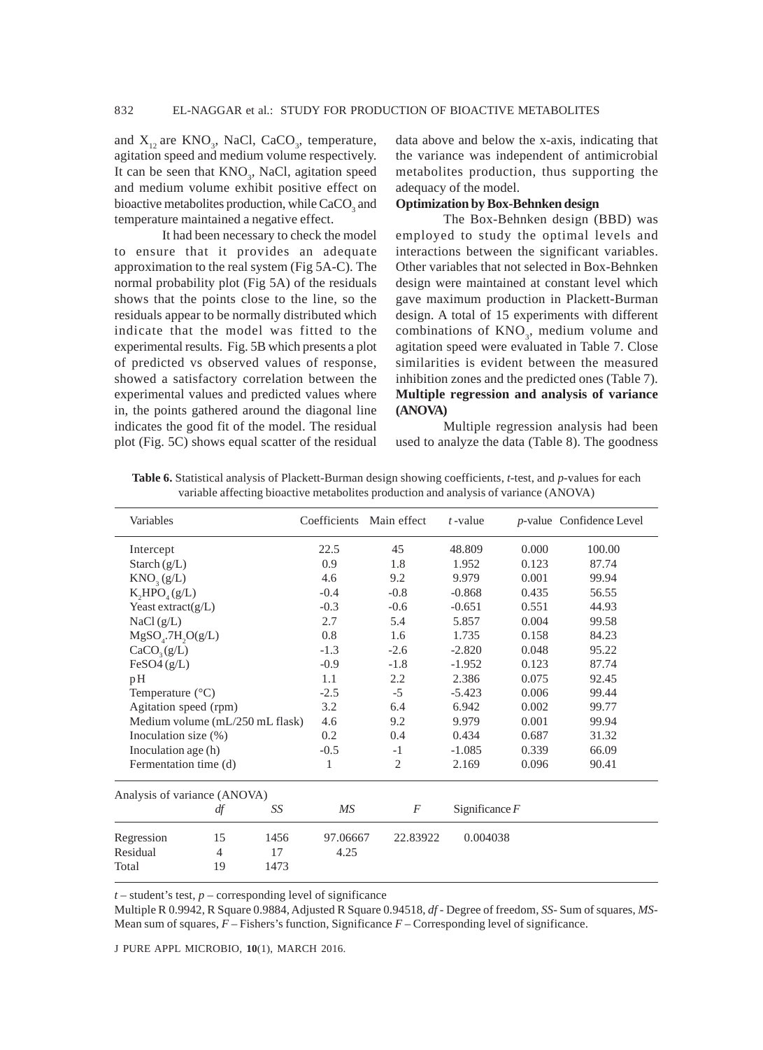and $X_{12}$ are $KNO_3$, NaCl, $CaCO_3$, temperature, agitation speed and medium volume respectively. It can be seen that $KNO_3$, NaCl, agitation speed and medium volume exhibit positive effect on bioactive metabolites production, while $CaCO_3$ and temperature maintained a negative effect.

It had been necessary to check the model to ensure that it provides an adequate approximation to the real system (Fig 5A-C). The normal probability plot (Fig 5A) of the residuals shows that the points close to the line, so the residuals appear to be normally distributed which indicate that the model was fitted to the experimental results. Fig. 5B which presents a plot of predicted vs observed values of response, showed a satisfactory correlation between the experimental values and predicted values where in, the points gathered around the diagonal line indicates the good fit of the model. The residual plot (Fig. 5C) shows equal scatter of the residual data above and below the x-axis, indicating that the variance was independent of antimicrobial metabolites production, thus supporting the adequacy of the model.

**Optimization by Box-Behnken design**

The Box-Behnken design (BBD) was employed to study the optimal levels and interactions between the significant variables. Other variables that not selected in Box-Behnken design were maintained at constant level which gave maximum production in Plackett-Burman design. A total of 15 experiments with different combinations of $KNO_3$, medium volume and agitation speed were evaluated in Table 7. Close similarities is evident between the measured inhibition zones and the predicted ones (Table 7).

**Multiple regression and analysis of variance (ANOVA)**

Multiple regression analysis had been used to analyze the data (Table 8). The goodness

**Table 6.** Statistical analysis of Plackett-Burman design showing coefficients, *t*-test, and *p*-values for each variable affecting bioactive metabolites production and analysis of variance (ANOVA)

| Variables | Coefficients | Main effect | *t*-value | *p*-value | Confidence Level |
|---|---|---|---|---|---|
| Intercept | 22.5 | 45 | 48.809 | 0.000 | 100.00 |
| Starch (g/L) | 0.9 | 1.8 | 1.952 | 0.123 | 87.74 |
| $KNO_3$ (g/L) | 4.6 | 9.2 | 9.979 | 0.001 | 99.94 |
| $K_2HPO_4$ (g/L) | -0.4 | -0.8 | -0.868 | 0.435 | 56.55 |
| Yeast extract(g/L) | -0.3 | -0.6 | -0.651 | 0.551 | 44.93 |
| NaCl (g/L) | 2.7 | 5.4 | 5.857 | 0.004 | 99.58 |
| $MgSO_4.7H_2O$(g/L) | 0.8 | 1.6 | 1.735 | 0.158 | 84.23 |
| $CaCO_3$ (g/L) | -1.3 | -2.6 | -2.820 | 0.048 | 95.22 |
| FeSO4 (g/L) | -0.9 | -1.8 | -1.952 | 0.123 | 87.74 |
| pH | 1.1 | 2.2 | 2.386 | 0.075 | 92.45 |
| Temperature (°C) | -2.5 | -5 | -5.423 | 0.006 | 99.44 |
| Agitation speed (rpm) | 3.2 | 6.4 | 6.942 | 0.002 | 99.77 |
| Medium volume (mL/250 mL flask) | 4.6 | 9.2 | 9.979 | 0.001 | 99.94 |
| Inoculation size (%) | 0.2 | 0.4 | 0.434 | 0.687 | 31.32 |
| Inoculation age (h) | -0.5 | -1 | -1.085 | 0.339 | 66.09 |
| Fermentation time (d) | 1 | 2 | 2.169 | 0.096 | 90.41 |

Analysis of variance (ANOVA)

| | *df* | *SS* | *MS* | *F* | Significance *F* |
|---|---|---|---|---|---|
| Regression | 15 | 1456 | 97.06667 | 22.83922 | 0.004038 |
| Residual | 4 | 17 | 4.25 | | |
| Total | 19 | 1473 | | | |

*t* – student's test, *p* – corresponding level of significance

Multiple R 0.9942, R Square 0.9884, Adjusted R Square 0.94518, *df* - Degree of freedom, *SS*- Sum of squares, *MS*- Mean sum of squares, *F* – Fishers's function, Significance *F* – Corresponding level of significance.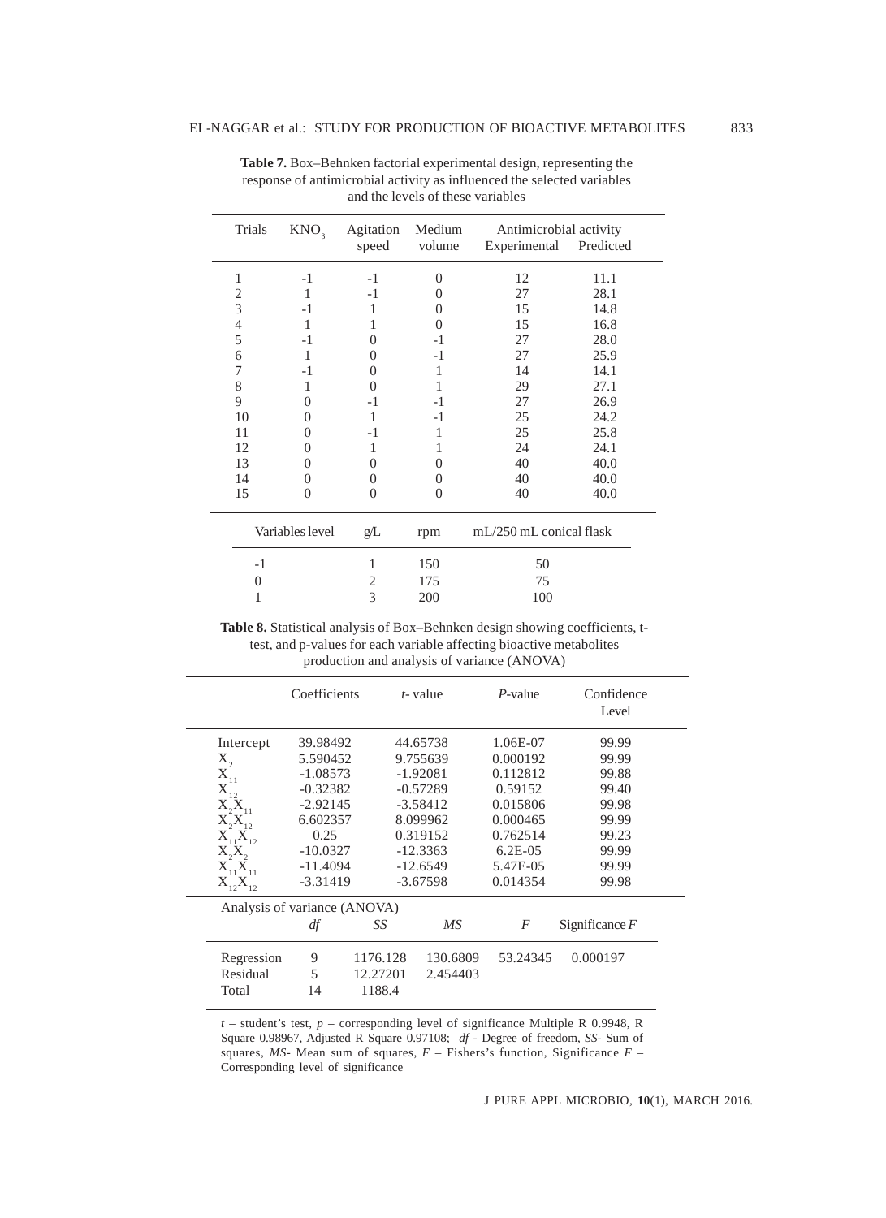**Table 7.** Box–Behnken factorial experimental design, representing the response of antimicrobial activity as influenced the selected variables and the levels of these variables

| Trials | $KNO_3$ | Agitation speed | Medium volume | Antimicrobial activity Experimental | Antimicrobial activity Predicted |
|---|---|---|---|---|---|
| 1 | -1 | -1 | 0 | 12 | 11.1 |
| 2 | 1 | -1 | 0 | 27 | 28.1 |
| 3 | -1 | 1 | 0 | 15 | 14.8 |
| 4 | 1 | 1 | 0 | 15 | 16.8 |
| 5 | -1 | 0 | -1 | 27 | 28.0 |
| 6 | 1 | 0 | -1 | 27 | 25.9 |
| 7 | -1 | 0 | 1 | 14 | 14.1 |
| 8 | 1 | 0 | 1 | 29 | 27.1 |
| 9 | 0 | -1 | -1 | 27 | 26.9 |
| 10 | 0 | 1 | -1 | 25 | 24.2 |
| 11 | 0 | -1 | 1 | 25 | 25.8 |
| 12 | 0 | 1 | 1 | 24 | 24.1 |
| 13 | 0 | 0 | 0 | 40 | 40.0 |
| 14 | 0 | 0 | 0 | 40 | 40.0 |
| 15 | 0 | 0 | 0 | 40 | 40.0 |

| Variables level | g/L | rpm | mL/250 mL conical flask |
|---|---|---|---|
| -1 | 1 | 150 | 50 |
| 0 | 2 | 175 | 75 |
| 1 | 3 | 200 | 100 |

**Table 8.** Statistical analysis of Box–Behnken design showing coefficients, t-test, and p-values for each variable affecting bioactive metabolites production and analysis of variance (ANOVA)

| | Coefficients | *t*- value | *P*-value | Confidence Level |
|---|---|---|---|---|
| Intercept | 39.98492 | 44.65738 | 1.06E-07 | 99.99 |
| $X_2$ | 5.590452 | 9.755639 | 0.000192 | 99.99 |
| $X_{11}$ | -1.08573 | -1.92081 | 0.112812 | 99.88 |
| $X_{12}$ | -0.32382 | -0.57289 | 0.59152 | 99.40 |
| $X_2X_{11}$ | -2.92145 | -3.58412 | 0.015806 | 99.98 |
| $X_2X_{12}$ | 6.602357 | 8.099962 | 0.000465 | 99.99 |
| $X_{11}X_{12}$ | 0.25 | 0.319152 | 0.762514 | 99.23 |
| $X_2X_2$ | -10.0327 | -12.3363 | 6.2E-05 | 99.99 |
| $X_{11}X_{11}$ | -11.4094 | -12.6549 | 5.47E-05 | 99.99 |
| $X_{12}X_{12}$ | -3.31419 | -3.67598 | 0.014354 | 99.98 |

Analysis of variance (ANOVA)

| | *df* | *SS* | *MS* | *F* | Significance *F* |
|---|---|---|---|---|---|
| Regression | 9 | 1176.128 | 130.6809 | 53.24345 | 0.000197 |
| Residual | 5 | 12.27201 | 2.454403 | | |
| Total | 14 | 1188.4 | | | |

*t* – student's test, *p* – corresponding level of significance Multiple R 0.9948, R Square 0.98967, Adjusted R Square 0.97108; *df* - Degree of freedom, *SS*- Sum of squares, *MS*- Mean sum of squares, *F* – Fishers's function, Significance *F* – Corresponding level of significance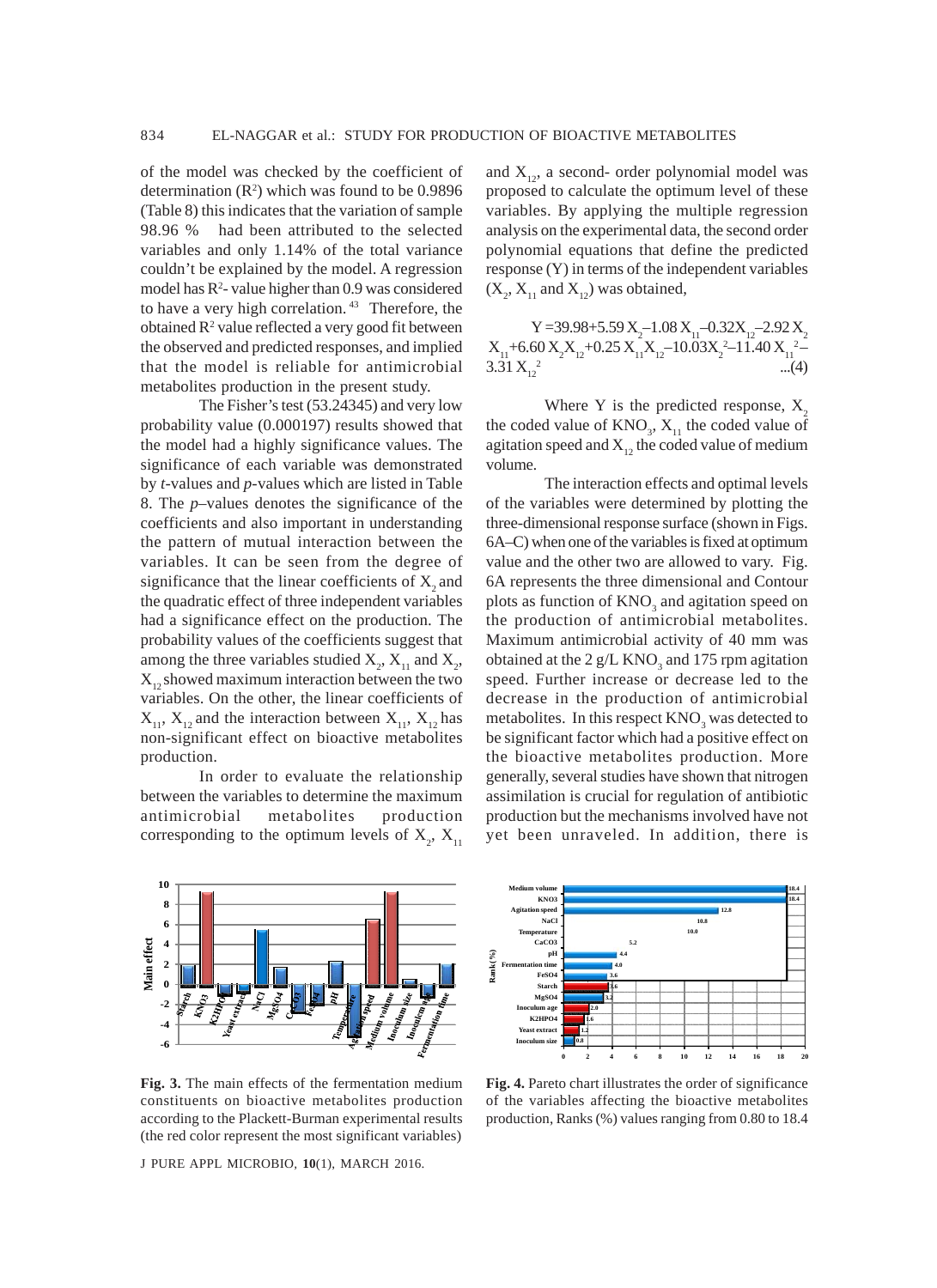of the model was checked by the coefficient of determination ($R^2$) which was found to be 0.9896 (Table 8) this indicates that the variation of sample 98.96 % had been attributed to the selected variables and only 1.14% of the total variance couldn't be explained by the model. A regression model has $R^2$- value higher than 0.9 was considered to have a very high correlation. [43] Therefore, the obtained $R^2$ value reflected a very good fit between the observed and predicted responses, and implied that the model is reliable for antimicrobial metabolites production in the present study.

The Fisher's test (53.24345) and very low probability value (0.000197) results showed that the model had a highly significance values. The significance of each variable was demonstrated by *t*-values and *p*-values which are listed in Table 8. The *p*–values denotes the significance of the coefficients and also important in understanding the pattern of mutual interaction between the variables. It can be seen from the degree of significance that the linear coefficients of $X_2$ and the quadratic effect of three independent variables had a significance effect on the production. The probability values of the coefficients suggest that among the three variables studied $X_2$, $X_{11}$ and $X_2$, $X_{12}$ showed maximum interaction between the two variables. On the other, the linear coefficients of $X_{11}$, $X_{12}$ and the interaction between $X_{11}$, $X_{12}$ has non-significant effect on bioactive metabolites production.

In order to evaluate the relationship between the variables to determine the maximum antimicrobial metabolites production corresponding to the optimum levels of $X_2$, $X_{11}$ and $X_{12}$, a second- order polynomial model was proposed to calculate the optimum level of these variables. By applying the multiple regression analysis on the experimental data, the second order polynomial equations that define the predicted response (Y) in terms of the independent variables ($X_2$, $X_{11}$ and $X_{12}$) was obtained,

$$Y = 39.98 + 5.59 X_2 - 1.08 X_{11} - 0.32 X_{12} - 2.92 X_2 X_{11} + 6.60 X_2 X_{12} + 0.25 X_{11} X_{12} - 10.03 X_2^2 - 11.40 X_{11}^2 - 3.31 X_{12}^2 \quad ...(4)$$

Where Y is the predicted response, $X_2$ the coded value of $KNO_3$, $X_{11}$ the coded value of agitation speed and $X_{12}$ the coded value of medium volume.

The interaction effects and optimal levels of the variables were determined by plotting the three-dimensional response surface (shown in Figs. 6A–C) when one of the variables is fixed at optimum value and the other two are allowed to vary. Fig. 6A represents the three dimensional and Contour plots as function of $KNO_3$ and agitation speed on the production of antimicrobial metabolites. Maximum antimicrobial activity of 40 mm was obtained at the 2 g/L $KNO_3$ and 175 rpm agitation speed. Further increase or decrease led to the decrease in the production of antimicrobial metabolites. In this respect $KNO_3$ was detected to be significant factor which had a positive effect on the bioactive metabolites production. More generally, several studies have shown that nitrogen assimilation is crucial for regulation of antibiotic production but the mechanisms involved have not yet been unraveled. In addition, there is

**Fig. 3.** The main effects of the fermentation medium constituents on bioactive metabolites production according to the Plackett-Burman experimental results (the red color represent the most significant variables)

**Fig. 4.** Pareto chart illustrates the order of significance of the variables affecting the bioactive metabolites production, Ranks (%) values ranging from 0.80 to 18.4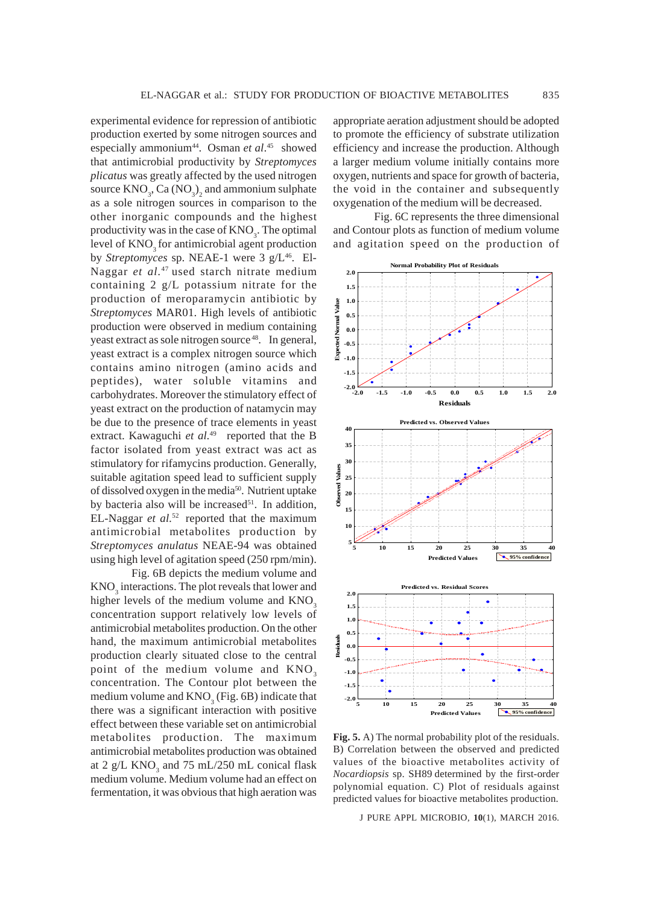experimental evidence for repression of antibiotic production exerted by some nitrogen sources and especially ammonium[44]. Osman *et al.*[45] showed that antimicrobial productivity by *Streptomyces plicatus* was greatly affected by the used nitrogen source $KNO_3$, $Ca(NO_3)_2$ and ammonium sulphate as a sole nitrogen sources in comparison to the other inorganic compounds and the highest productivity was in the case of $KNO_3$. The optimal level of $KNO_3$ for antimicrobial agent production by *Streptomyces* sp. NEAE-1 were 3 g/L[46]. El-Naggar *et al.*[47] used starch nitrate medium containing 2 g/L potassium nitrate for the production of meroparamycin antibiotic by *Streptomyces* MAR01. High levels of antibiotic production were observed in medium containing yeast extract as sole nitrogen source[48]. In general, yeast extract is a complex nitrogen source which contains amino nitrogen (amino acids and peptides), water soluble vitamins and carbohydrates. Moreover the stimulatory effect of yeast extract on the production of natamycin may be due to the presence of trace elements in yeast extract. Kawaguchi *et al.*[49] reported that the B factor isolated from yeast extract was act as stimulatory for rifamycins production. Generally, suitable agitation speed lead to sufficient supply of dissolved oxygen in the media[50]. Nutrient uptake by bacteria also will be increased[51]. In addition, EL-Naggar *et al.*[52] reported that the maximum antimicrobial metabolites production by *Streptomyces anulatus* NEAE-94 was obtained using high level of agitation speed (250 rpm/min).

Fig. 6B depicts the medium volume and $KNO_3$ interactions. The plot reveals that lower and higher levels of the medium volume and $KNO_3$ concentration support relatively low levels of antimicrobial metabolites production. On the other hand, the maximum antimicrobial metabolites production clearly situated close to the central point of the medium volume and $KNO_3$ concentration. The Contour plot between the medium volume and $KNO_3$ (Fig. 6B) indicate that there was a significant interaction with positive effect between these variable set on antimicrobial metabolites production. The maximum antimicrobial metabolites production was obtained at 2 g/L $KNO_3$ and 75 mL/250 mL conical flask medium volume. Medium volume had an effect on fermentation, it was obvious that high aeration was appropriate aeration adjustment should be adopted to promote the efficiency of substrate utilization efficiency and increase the production. Although a larger medium volume initially contains more oxygen, nutrients and space for growth of bacteria, the void in the container and subsequently oxygenation of the medium will be decreased.

Fig. 6C represents the three dimensional and Contour plots as function of medium volume and agitation speed on the production of

**Fig. 5.** A) The normal probability plot of the residuals. B) Correlation between the observed and predicted values of the bioactive metabolites activity of *Nocardiopsis* sp. SH89 determined by the first-order polynomial equation. C) Plot of residuals against predicted values for bioactive metabolites production.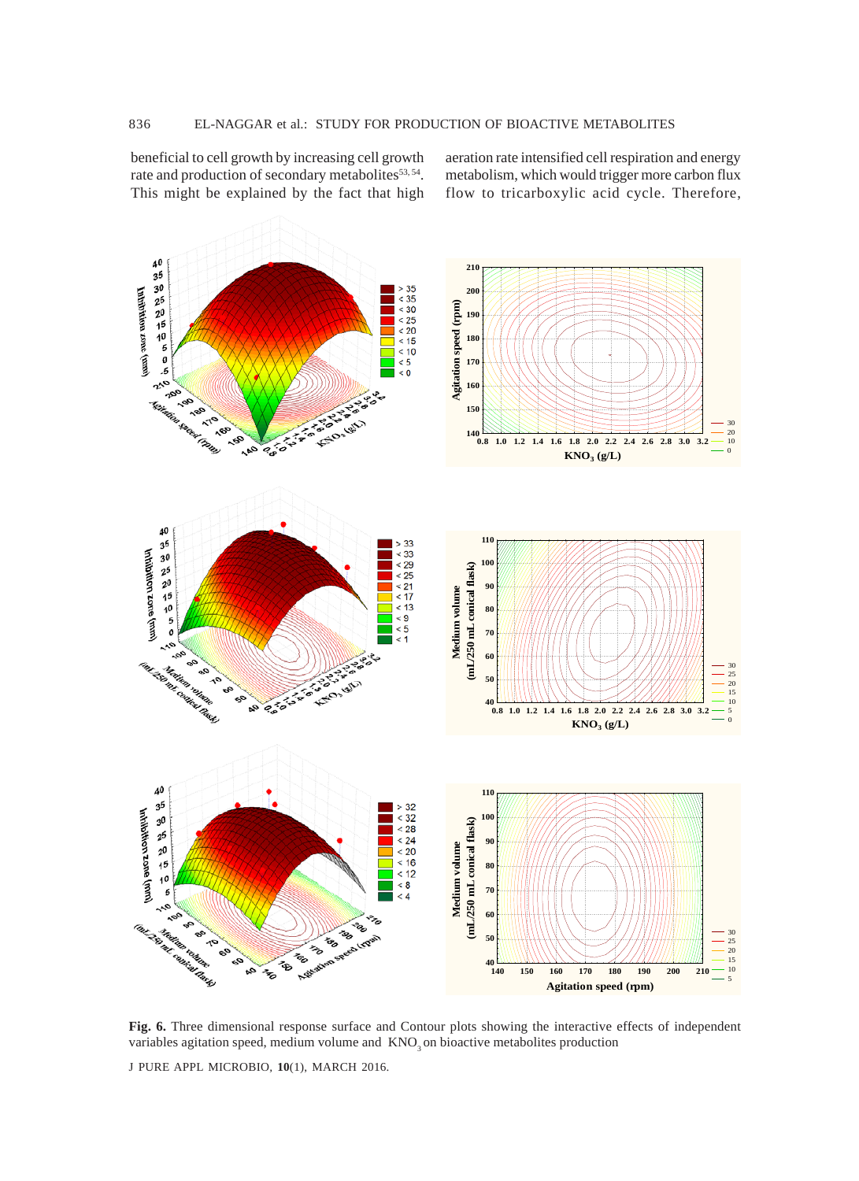beneficial to cell growth by increasing cell growth rate and production of secondary metabolites[53, 54]. This might be explained by the fact that high aeration rate intensified cell respiration and energy metabolism, which would trigger more carbon flux flow to tricarboxylic acid cycle. Therefore,

**Fig. 6.** Three dimensional response surface and Contour plots showing the interactive effects of independent variables agitation speed, medium volume and $KNO_3$ on bioactive metabolites production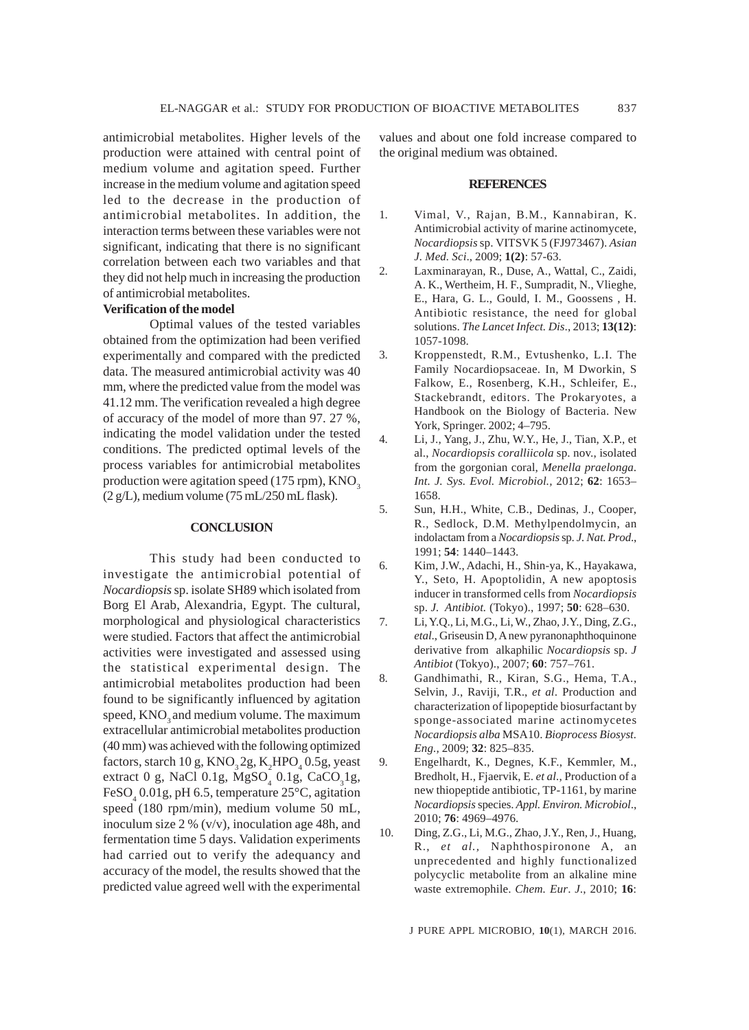antimicrobial metabolites. Higher levels of the production were attained with central point of medium volume and agitation speed. Further increase in the medium volume and agitation speed led to the decrease in the production of antimicrobial metabolites. In addition, the interaction terms between these variables were not significant, indicating that there is no significant correlation between each two variables and that they did not help much in increasing the production of antimicrobial metabolites.

**Verification of the model**

Optimal values of the tested variables obtained from the optimization had been verified experimentally and compared with the predicted data. The measured antimicrobial activity was 40 mm, where the predicted value from the model was 41.12 mm. The verification revealed a high degree of accuracy of the model of more than 97. 27 %, indicating the model validation under the tested conditions. The predicted optimal levels of the process variables for antimicrobial metabolites production were agitation speed (175 rpm), $KNO_3$ (2 g/L), medium volume (75 mL/250 mL flask).

## CONCLUSION

This study had been conducted to investigate the antimicrobial potential of *Nocardiopsis* sp. isolate SH89 which isolated from Borg El Arab, Alexandria, Egypt. The cultural, morphological and physiological characteristics were studied. Factors that affect the antimicrobial activities were investigated and assessed using the statistical experimental design. The antimicrobial metabolites production had been found to be significantly influenced by agitation speed, $KNO_3$ and medium volume. The maximum extracellular antimicrobial metabolites production (40 mm) was achieved with the following optimized factors, starch 10 g, $KNO_3$ 2g, $K_2HPO_4$ 0.5g, yeast extract 0 g, NaCl 0.1g, $MgSO_4$ 0.1g, $CaCO_3$ 1g, $FeSO_4$ 0.01g, pH 6.5, temperature 25°C, agitation speed (180 rpm/min), medium volume 50 mL, inoculum size 2 % (v/v), inoculation age 48h, and fermentation time 5 days. Validation experiments had carried out to verify the adequancy and accuracy of the model, the results showed that the predicted value agreed well with the experimental values and about one fold increase compared to the original medium was obtained.

## REFERENCES

1. Vimal, V., Rajan, B.M., Kannabiran, K. Antimicrobial activity of marine actinomycete, *Nocardiopsis* sp. VITSVK 5 (FJ973467). *Asian J. Med. Sci*., 2009; **1(2)**: 57-63.
2. Laxminarayan, R., Duse, A., Wattal, C., Zaidi, A. K., Wertheim, H. F., Sumpradit, N., Vlieghe, E., Hara, G. L., Gould, I. M., Goossens , H. Antibiotic resistance, the need for global solutions. *The Lancet Infect. Dis*., 2013; **13(12)**: 1057-1098.
3. Kroppenstedt, R.M., Evtushenko, L.I. The Family Nocardiopsaceae. In, M Dworkin, S Falkow, E., Rosenberg, K.H., Schleifer, E., Stackebrandt, editors. The Prokaryotes, a Handbook on the Biology of Bacteria. New York, Springer. 2002; 4–795.
4. Li, J., Yang, J., Zhu, W.Y., He, J., Tian, X.P., et al., *Nocardiopsis coralliicola* sp. nov., isolated from the gorgonian coral, *Menella praelonga*. *Int. J. Sys. Evol. Microbiol.*, 2012; **62**: 1653–1658.
5. Sun, H.H., White, C.B., Dedinas, J., Cooper, R., Sedlock, D.M. Methylpendolmycin, an indolactam from a *Nocardiopsis* sp. *J. Nat. Prod*., 1991; **54**: 1440–1443.
6. Kim, J.W., Adachi, H., Shin-ya, K., Hayakawa, Y., Seto, H. Apoptolidin, A new apoptosis inducer in transformed cells from *Nocardiopsis* sp. *J. Antibiot.* (Tokyo)., 1997; **50**: 628–630.
7. Li, Y.Q., Li, M.G., Li, W., Zhao, J.Y., Ding, Z.G., *etal*., Griseusin D, A new pyranonaphthoquinone derivative from alkaphilic *Nocardiopsis* sp. *J Antibiot* (Tokyo)., 2007; **60**: 757–761.
8. Gandhimathi, R., Kiran, S.G., Hema, T.A., Selvin, J., Raviji, T.R., *et al*. Production and characterization of lipopeptide biosurfactant by sponge-associated marine actinomycetes *Nocardiopsis alba* MSA10. *Bioprocess Biosyst. Eng.,* 2009; **32**: 825–835.
9. Engelhardt, K., Degnes, K.F., Kemmler, M., Bredholt, H., Fjaervik, E. *et al*., Production of a new thiopeptide antibiotic, TP-1161, by marine *Nocardiopsis* species. *Appl. Environ. Microbiol*., 2010; **76**: 4969–4976.
10. Ding, Z.G., Li, M.G., Zhao, J.Y., Ren, J., Huang, R., *et al.*, Naphthospironone A, an unprecedented and highly functionalized polycyclic metabolite from an alkaline mine waste extremophile. *Chem. Eur. J*., 2010; **16**: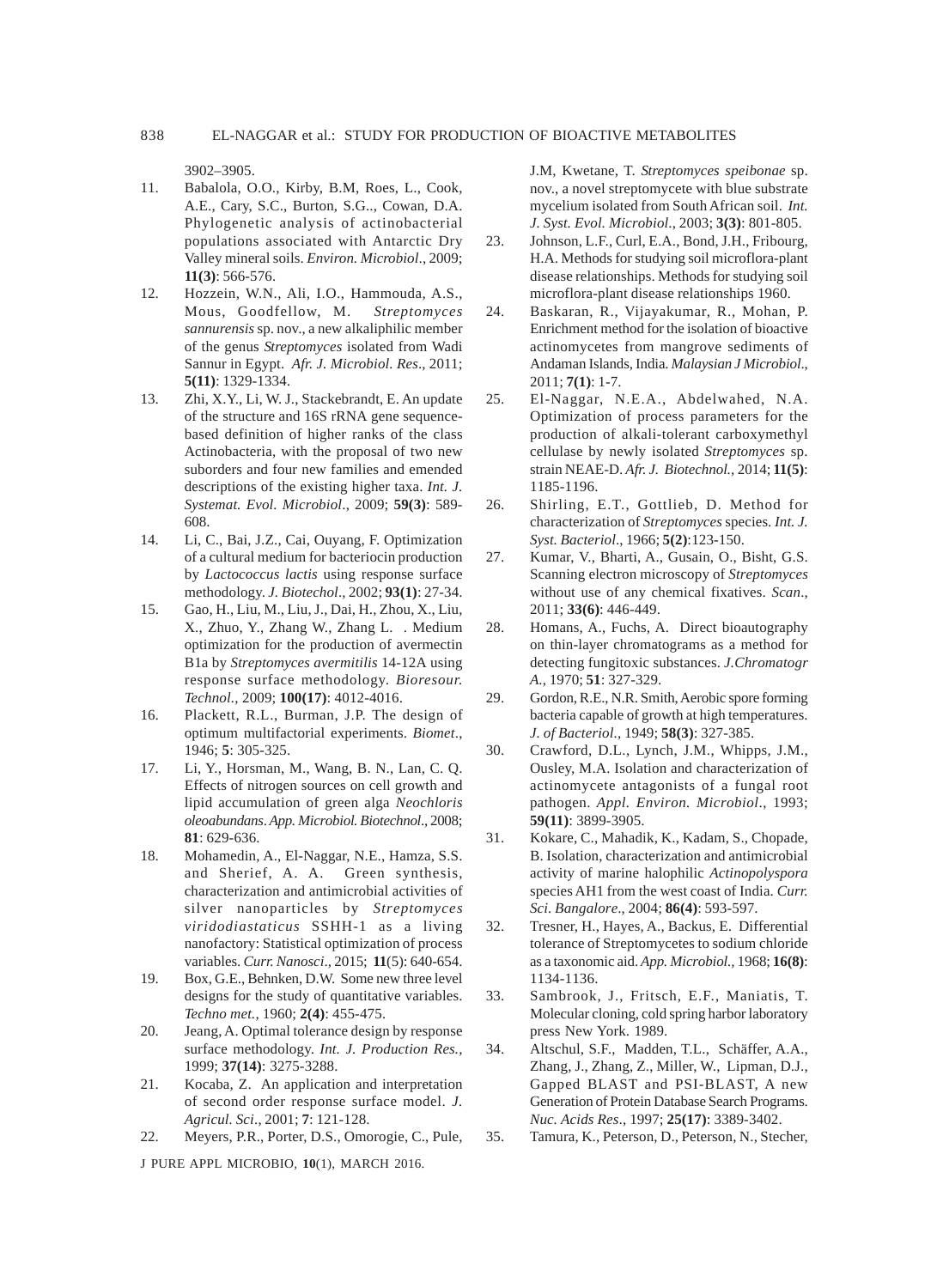3902–3905.

11. Babalola, O.O., Kirby, B.M, Roes, L., Cook, A.E., Cary, S.C., Burton, S.G.., Cowan, D.A. Phylogenetic analysis of actinobacterial populations associated with Antarctic Dry Valley mineral soils. *Environ. Microbiol*., 2009; **11(3)**: 566-576.
12. Hozzein, W.N., Ali, I.O., Hammouda, A.S., Mous, Goodfellow, M. *Streptomyces sannurensis* sp. nov., a new alkaliphilic member of the genus *Streptomyces* isolated from Wadi Sannur in Egypt. *Afr. J. Microbiol. Res*., 2011; **5(11)**: 1329-1334.
13. Zhi, X.Y., Li, W. J., Stackebrandt, E. An update of the structure and 16S rRNA gene sequence-based definition of higher ranks of the class Actinobacteria, with the proposal of two new suborders and four new families and emended descriptions of the existing higher taxa. *Int. J. Systemat. Evol. Microbiol*., 2009; **59(3)**: 589-608.
14. Li, C., Bai, J.Z., Cai, Ouyang, F. Optimization of a cultural medium for bacteriocin production by *Lactococcus lactis* using response surface methodology. *J. Biotechol*., 2002; **93(1)**: 27-34.
15. Gao, H., Liu, M., Liu, J., Dai, H., Zhou, X., Liu, X., Zhuo, Y., Zhang W., Zhang L. . Medium optimization for the production of avermectin B1a by *Streptomyces avermitilis* 14-12A using response surface methodology. *Bioresour. Technol.*, 2009; **100(17)**: 4012-4016.
16. Plackett, R.L., Burman, J.P. The design of optimum multifactorial experiments. *Biomet*., 1946; **5**: 305-325.
17. Li, Y., Horsman, M., Wang, B. N., Lan, C. Q. Effects of nitrogen sources on cell growth and lipid accumulation of green alga *Neochloris oleoabundans*. *App. Microbiol. Biotechnol*., 2008; **81**: 629-636.
18. Mohamedin, A., El-Naggar, N.E., Hamza, S.S. and Sherief, A. A. Green synthesis, characterization and antimicrobial activities of silver nanoparticles by *Streptomyces viridodiastaticus* SSHH-1 as a living nanofactory: Statistical optimization of process variables. *Curr. Nanosci*., 2015; **11**(5): 640-654.
19. Box, G.E., Behnken, D.W. Some new three level designs for the study of quantitative variables. *Techno met.*, 1960; **2(4)**: 455-475.
20. Jeang, A. Optimal tolerance design by response surface methodology. *Int. J. Production Res.*, 1999; **37(14)**: 3275-3288.
21. Kocaba, Z. An application and interpretation of second order response surface model. *J. Agricul. Sci*., 2001; **7**: 121-128.
22. Meyers, P.R., Porter, D.S., Omorogie, C., Pule, J.M, Kwetane, T. *Streptomyces speibonae* sp. nov., a novel streptomycete with blue substrate mycelium isolated from South African soil. *Int. J. Syst. Evol. Microbiol*., 2003; **3(3)**: 801-805.
23. Johnson, L.F., Curl, E.A., Bond, J.H., Fribourg, H.A. Methods for studying soil microflora-plant disease relationships. Methods for studying soil microflora-plant disease relationships 1960.
24. Baskaran, R., Vijayakumar, R., Mohan, P. Enrichment method for the isolation of bioactive actinomycetes from mangrove sediments of Andaman Islands, India. *Malaysian J Microbiol*., 2011; **7(1)**: 1-7.
25. El-Naggar, N.E.A., Abdelwahed, N.A. Optimization of process parameters for the production of alkali-tolerant carboxymethyl cellulase by newly isolated *Streptomyces* sp. strain NEAE-D. *Afr. J. Biotechnol.*, 2014; **11(5)**: 1185-1196.
26. Shirling, E.T., Gottlieb, D. Method for characterization of *Streptomyces* species. *Int. J. Syst. Bacteriol*., 1966; **5(2)**:123-150.
27. Kumar, V., Bharti, A., Gusain, O., Bisht, G.S. Scanning electron microscopy of *Streptomyces* without use of any chemical fixatives. *Scan*., 2011; **33(6)**: 446-449.
28. Homans, A., Fuchs, A. Direct bioautography on thin-layer chromatograms as a method for detecting fungitoxic substances. *J.Chromatogr A.*, 1970; **51**: 327-329.
29. Gordon, R.E., N.R. Smith, Aerobic spore forming bacteria capable of growth at high temperatures. *J. of Bacteriol.*, 1949; **58(3)**: 327-385.
30. Crawford, D.L., Lynch, J.M., Whipps, J.M., Ousley, M.A. Isolation and characterization of actinomycete antagonists of a fungal root pathogen. *Appl. Environ. Microbiol*., 1993; **59(11)**: 3899-3905.
31. Kokare, C., Mahadik, K., Kadam, S., Chopade, B. Isolation, characterization and antimicrobial activity of marine halophilic *Actinopolyspora* species AH1 from the west coast of India. *Curr. Sci. Bangalore*., 2004; **86(4)**: 593-597.
32. Tresner, H., Hayes, A., Backus, E. Differential tolerance of Streptomycetes to sodium chloride as a taxonomic aid. *App. Microbiol*., 1968; **16(8)**: 1134-1136.
33. Sambrook, J., Fritsch, E.F., Maniatis, T. Molecular cloning, cold spring harbor laboratory press New York. 1989.
34. Altschul, S.F., Madden, T.L., Schäffer, A.A., Zhang, J., Zhang, Z., Miller, W., Lipman, D.J., Gapped BLAST and PSI-BLAST, A new Generation of Protein Database Search Programs. *Nuc. Acids Res*., 1997; **25(17)**: 3389-3402.
35. Tamura, K., Peterson, D., Peterson, N., Stecher,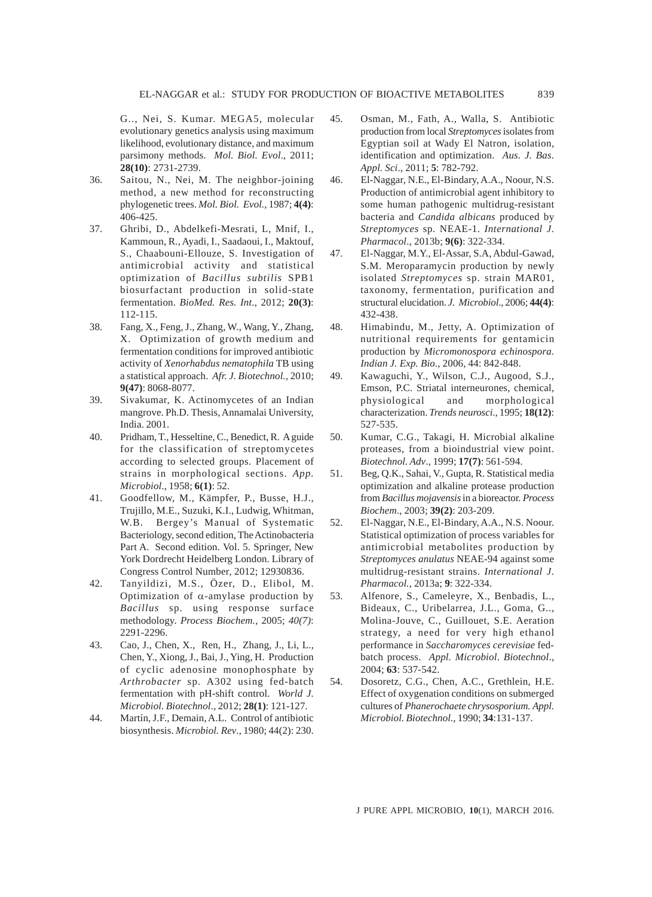G.., Nei, S. Kumar. MEGA5, molecular evolutionary genetics analysis using maximum likelihood, evolutionary distance, and maximum parsimony methods. *Mol. Biol. Evol*., 2011; **28(10)**: 2731-2739.

36. Saitou, N., Nei, M. The neighbor-joining method, a new method for reconstructing phylogenetic trees. *Mol. Biol. Evol.*, 1987; **4(4)**: 406-425.
37. Ghribi, D., Abdelkefi-Mesrati, L, Mnif, I., Kammoun, R., Ayadi, I., Saadaoui, I., Maktouf, S., Chaabouni-Ellouze, S. Investigation of antimicrobial activity and statistical optimization of *Bacillus subtilis* SPB1 biosurfactant production in solid-state fermentation. *BioMed. Res. Int*., 2012; **20(3)**: 112-115.
38. Fang, X., Feng, J., Zhang, W., Wang, Y., Zhang, X. Optimization of growth medium and fermentation conditions for improved antibiotic activity of *Xenorhabdus nematophila* TB using a statistical approach. *Afr. J. Biotechnol.*, 2010; **9(47)**: 8068-8077.
39. Sivakumar, K. Actinomycetes of an Indian mangrove. Ph.D. Thesis, Annamalai University, India. 2001.
40. Pridham, T., Hesseltine, C., Benedict, R. A guide for the classification of streptomycetes according to selected groups. Placement of strains in morphological sections. *App. Microbiol.*, 1958; **6(1)**: 52.
41. Goodfellow, M., Kämpfer, P., Busse, H.J., Trujillo, M.E., Suzuki, K.I., Ludwig, Whitman, W.B. Bergey's Manual of Systematic Bacteriology, second edition, The Actinobacteria Part A. Second edition. Vol. 5. Springer, New York Dordrecht Heidelberg London. Library of Congress Control Number, 2012; 12930836.
42. Tanyildizi, M.S., Özer, D., Elibol, M. Optimization of $\alpha$-amylase production by *Bacillus* sp. using response surface methodology. *Process Biochem.*, 2005; *40(7)*: 2291-2296.
43. Cao, J., Chen, X., Ren, H., Zhang, J., Li, L., Chen, Y., Xiong, J., Bai, J., Ying, H. Production of cyclic adenosine monophosphate by *Arthrobacter* sp. A302 using fed-batch fermentation with pH-shift control. *World J. Microbiol. Biotechnol*., 2012; **28(1)**: 121-127.
44. Martín, J.F., Demain, A.L. Control of antibiotic biosynthesis. *Microbiol. Rev*., 1980; 44(2): 230.
45. Osman, M., Fath, A., Walla, S. Antibiotic production from local *Streptomyces* isolates from Egyptian soil at Wady El Natron, isolation, identification and optimization. *Aus. J. Bas. Appl. Sci*., 2011; **5**: 782-792.
46. El-Naggar, N.E., El-Bindary, A.A., Noour, N.S. Production of antimicrobial agent inhibitory to some human pathogenic multidrug-resistant bacteria and *Candida albicans* produced by *Streptomyces* sp. NEAE-1. *International J. Pharmacol*., 2013b; **9(6)**: 322-334.
47. El-Naggar, M.Y., El-Assar, S.A, Abdul-Gawad, S.M. Meroparamycin production by newly isolated *Streptomyces* sp. strain MAR01, taxonomy, fermentation, purification and structural elucidation. *J. Microbiol*., 2006; **44(4)**: 432-438.
48. Himabindu, M., Jetty, A. Optimization of nutritional requirements for gentamicin production by *Micromonospora echinospora. Indian J. Exp. Bio*., 2006, 44: 842-848.
49. Kawaguchi, Y., Wilson, C.J., Augood, S.J., Emson, P.C. Striatal interneurones, chemical, physiological and morphological characterization. *Trends neurosci*., 1995; **18(12)**: 527-535.
50. Kumar, C.G., Takagi, H. Microbial alkaline proteases, from a bioindustrial view point. *Biotechnol. Adv*., 1999; **17(7)**: 561-594.
51. Beg, Q.K., Sahai, V., Gupta, R. Statistical media optimization and alkaline protease production from *Bacillus mojavensis* in a bioreactor. *Process Biochem*., 2003; **39(2)**: 203-209.
52. El-Naggar, N.E., El-Bindary, A.A., N.S. Noour. Statistical optimization of process variables for antimicrobial metabolites production by *Streptomyces anulatus* NEAE-94 against some multidrug-resistant strains. *International J. Pharmacol.*, 2013a; **9**: 322-334.
53. Alfenore, S., Cameleyre, X., Benbadis, L., Bideaux, C., Uribelarrea, J.L., Goma, G.., Molina-Jouve, C., Guillouet, S.E. Aeration strategy, a need for very high ethanol performance in *Saccharomyces cerevisiae* fed-batch process. *Appl. Microbiol. Biotechnol*., 2004; **63**: 537-542.
54. Dosoretz, C.G., Chen, A.C., Grethlein, H.E. Effect of oxygenation conditions on submerged cultures of *Phanerochaete chrysosporium. Appl. Microbiol. Biotechnol.*, 1990; **34**:131-137.